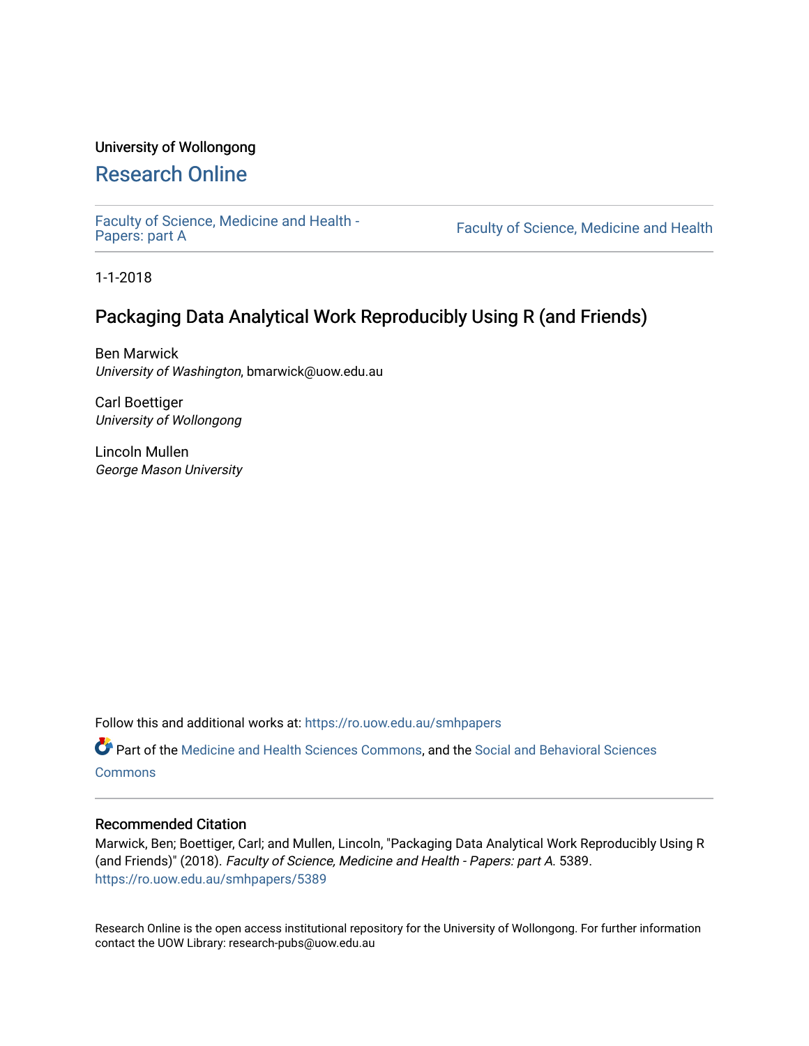University of Wollongong

# Research Online

Faculty of Science, Medicine and Health - Papers: part A

Faculty of Science, Medicine and Health

1-1-2018

## Packaging Data Analytical Work Reproducibly Using R (and Friends)

Ben Marwick
*University of Washington*, bmarwick@uow.edu.au

Carl Boettiger
*University of Wollongong*

Lincoln Mullen
*George Mason University*

Follow this and additional works at: https://ro.uow.edu.au/smhpapers

Part of the Medicine and Health Sciences Commons, and the Social and Behavioral Sciences Commons

### Recommended Citation

Marwick, Ben; Boettiger, Carl; and Mullen, Lincoln, "Packaging Data Analytical Work Reproducibly Using R (and Friends)" (2018). *Faculty of Science, Medicine and Health - Papers: part A*. 5389.
https://ro.uow.edu.au/smhpapers/5389

Research Online is the open access institutional repository for the University of Wollongong. For further information contact the UOW Library: research-pubs@uow.edu.au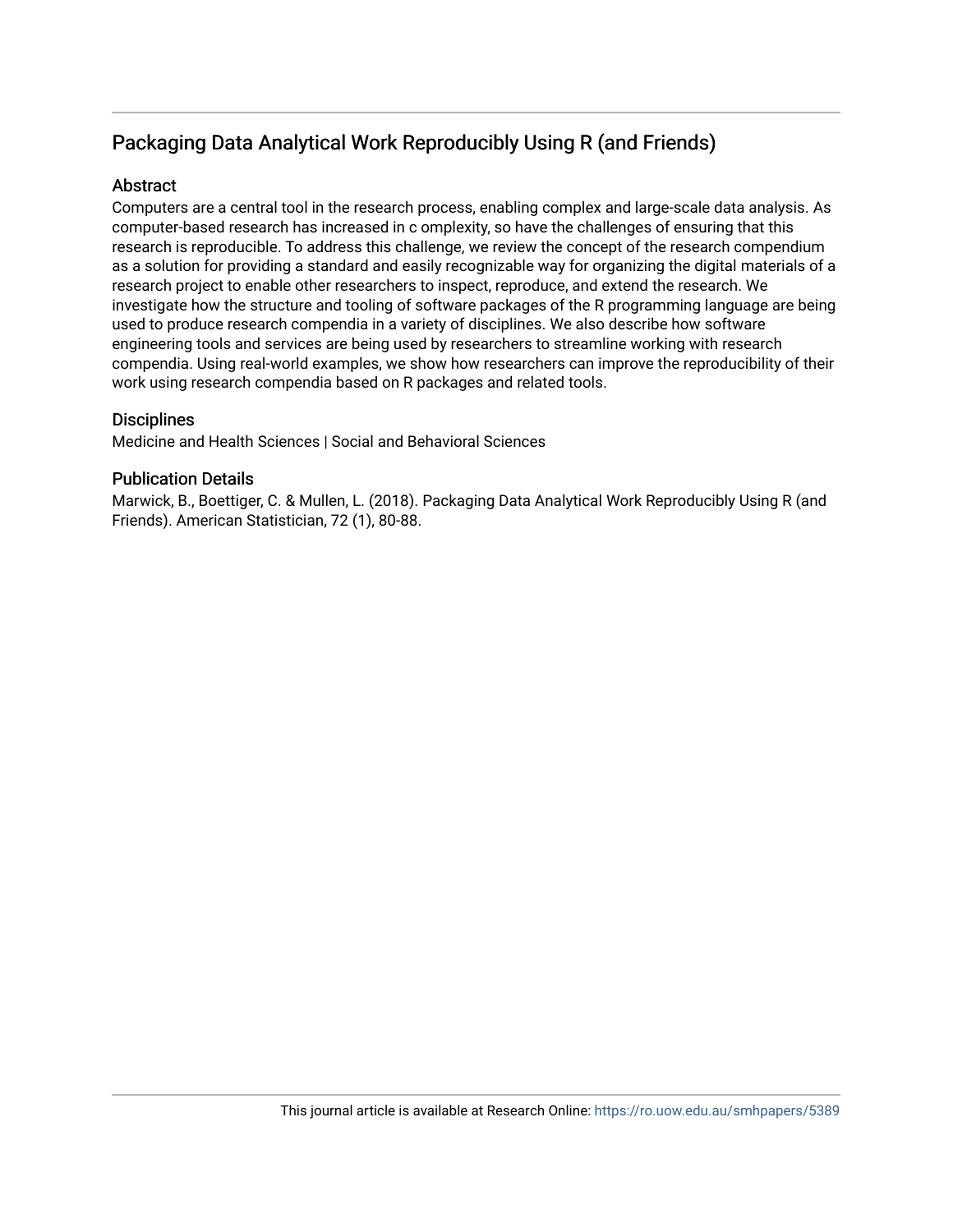# Packaging Data Analytical Work Reproducibly Using R (and Friends)

## Abstract

Computers are a central tool in the research process, enabling complex and large-scale data analysis. As computer-based research has increased in c omplexity, so have the challenges of ensuring that this research is reproducible. To address this challenge, we review the concept of the research compendium as a solution for providing a standard and easily recognizable way for organizing the digital materials of a research project to enable other researchers to inspect, reproduce, and extend the research. We investigate how the structure and tooling of software packages of the R programming language are being used to produce research compendia in a variety of disciplines. We also describe how software engineering tools and services are being used by researchers to streamline working with research compendia. Using real-world examples, we show how researchers can improve the reproducibility of their work using research compendia based on R packages and related tools.

## Disciplines

Medicine and Health Sciences | Social and Behavioral Sciences

## Publication Details

Marwick, B., Boettiger, C. & Mullen, L. (2018). Packaging Data Analytical Work Reproducibly Using R (and Friends). American Statistician, 72 (1), 80-88.

This journal article is available at Research Online: https://ro.uow.edu.au/smhpapers/5389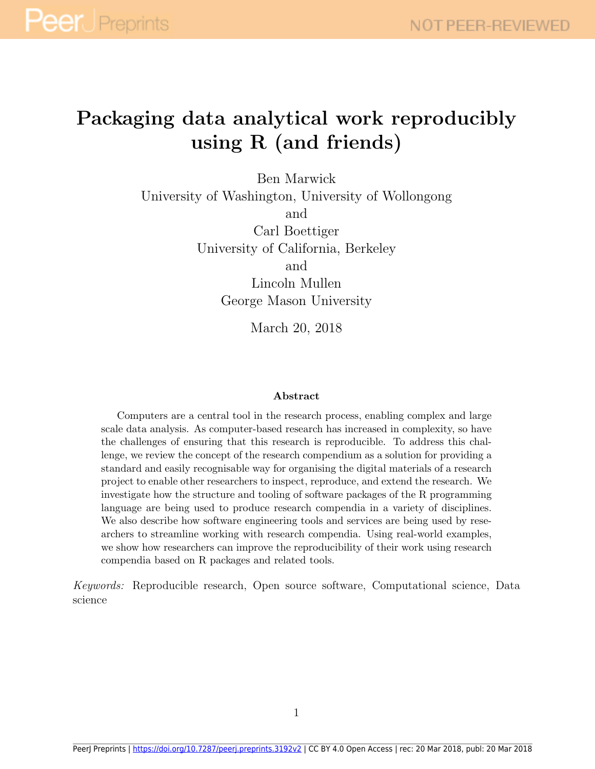# Packaging data analytical work reproducibly using R (and friends)

Ben Marwick
University of Washington, University of Wollongong
and
Carl Boettiger
University of California, Berkeley
and
Lincoln Mullen
George Mason University

March 20, 2018

### Abstract

Computers are a central tool in the research process, enabling complex and large scale data analysis. As computer-based research has increased in complexity, so have the challenges of ensuring that this research is reproducible. To address this challenge, we review the concept of the research compendium as a solution for providing a standard and easily recognisable way for organising the digital materials of a research project to enable other researchers to inspect, reproduce, and extend the research. We investigate how the structure and tooling of software packages of the R programming language are being used to produce research compendia in a variety of disciplines. We also describe how software engineering tools and services are being used by researchers to streamline working with research compendia. Using real-world examples, we show how researchers can improve the reproducibility of their work using research compendia based on R packages and related tools.

*Keywords:* Reproducible research, Open source software, Computational science, Data science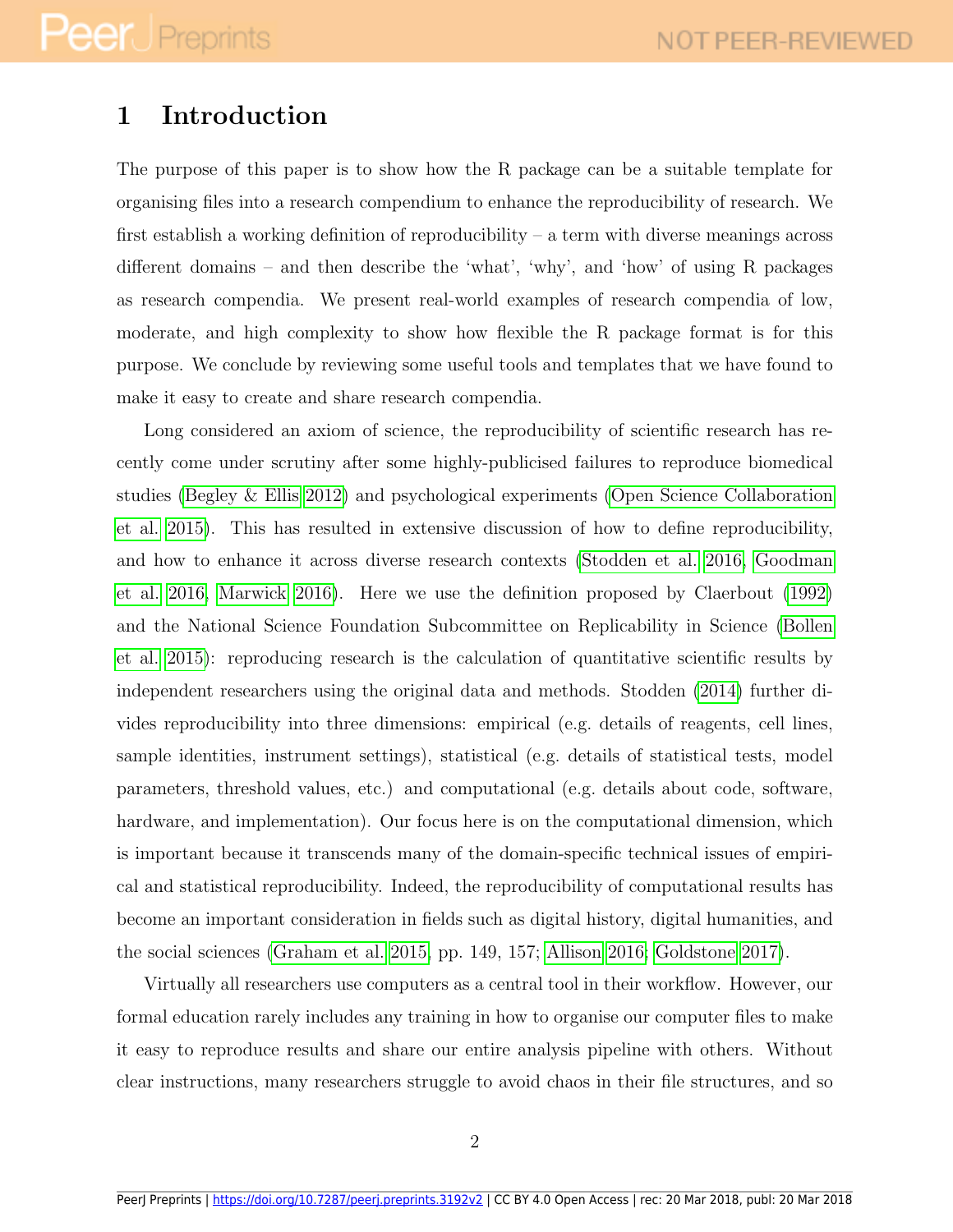# 1 Introduction

The purpose of this paper is to show how the R package can be a suitable template for organising files into a research compendium to enhance the reproducibility of research. We first establish a working definition of reproducibility – a term with diverse meanings across different domains – and then describe the 'what', 'why', and 'how' of using R packages as research compendia. We present real-world examples of research compendia of low, moderate, and high complexity to show how flexible the R package format is for this purpose. We conclude by reviewing some useful tools and templates that we have found to make it easy to create and share research compendia.

Long considered an axiom of science, the reproducibility of scientific research has recently come under scrutiny after some highly-publicised failures to reproduce biomedical studies (Begley & Ellis 2012) and psychological experiments (Open Science Collaboration et al. 2015). This has resulted in extensive discussion of how to define reproducibility, and how to enhance it across diverse research contexts (Stodden et al. 2016, Goodman et al. 2016, Marwick 2016). Here we use the definition proposed by Claerbout (1992) and the National Science Foundation Subcommittee on Replicability in Science (Bollen et al. 2015): reproducing research is the calculation of quantitative scientific results by independent researchers using the original data and methods. Stodden (2014) further divides reproducibility into three dimensions: empirical (e.g. details of reagents, cell lines, sample identities, instrument settings), statistical (e.g. details of statistical tests, model parameters, threshold values, etc.) and computational (e.g. details about code, software, hardware, and implementation). Our focus here is on the computational dimension, which is important because it transcends many of the domain-specific technical issues of empirical and statistical reproducibility. Indeed, the reproducibility of computational results has become an important consideration in fields such as digital history, digital humanities, and the social sciences (Graham et al. 2015, pp. 149, 157; Allison 2016; Goldstone 2017).

Virtually all researchers use computers as a central tool in their workflow. However, our formal education rarely includes any training in how to organise our computer files to make it easy to reproduce results and share our entire analysis pipeline with others. Without clear instructions, many researchers struggle to avoid chaos in their file structures, and so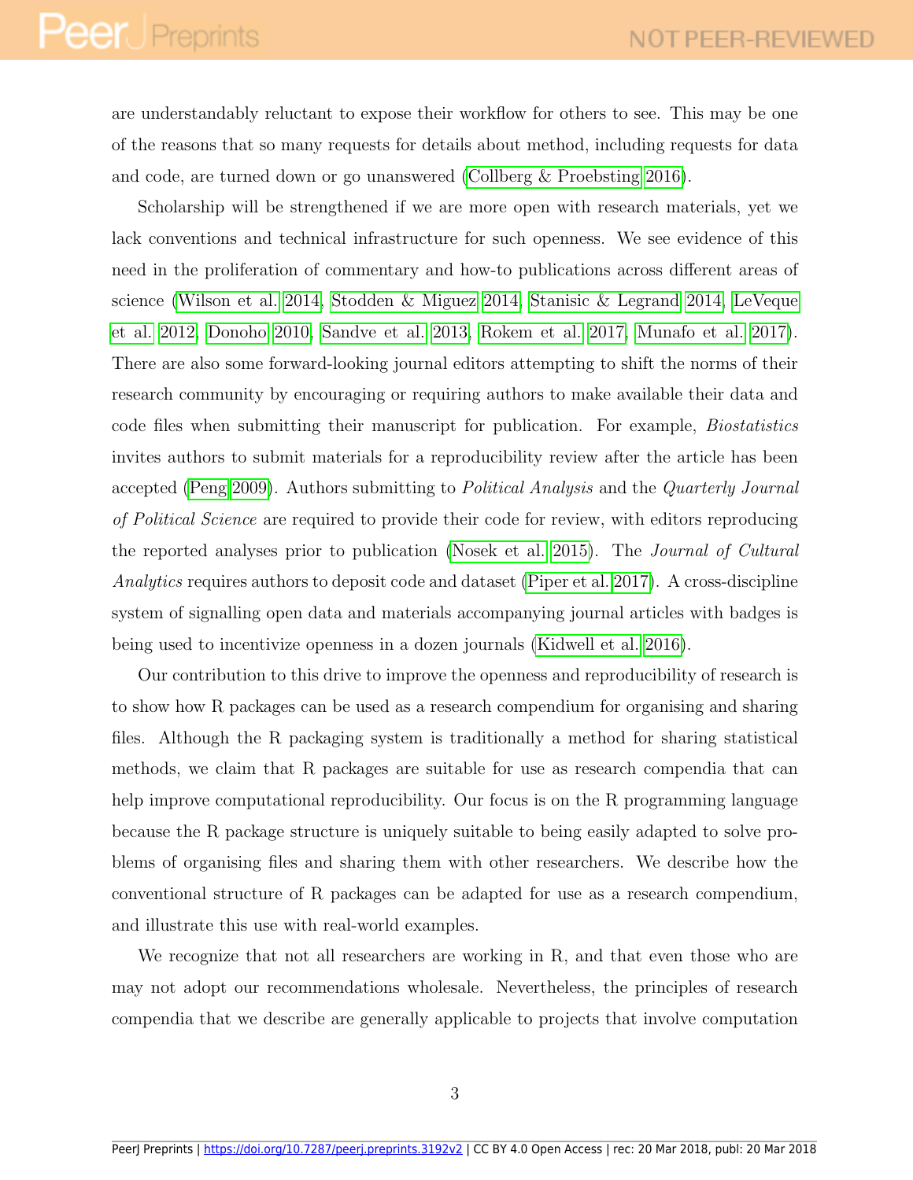are understandably reluctant to expose their workflow for others to see. This may be one of the reasons that so many requests for details about method, including requests for data and code, are turned down or go unanswered (Collberg & Proebsting 2016).

Scholarship will be strengthened if we are more open with research materials, yet we lack conventions and technical infrastructure for such openness. We see evidence of this need in the proliferation of commentary and how-to publications across different areas of science (Wilson et al. 2014, Stodden & Miguez 2014, Stanisic & Legrand 2014, LeVeque et al. 2012, Donoho 2010, Sandve et al. 2013, Rokem et al. 2017, Munafo et al. 2017). There are also some forward-looking journal editors attempting to shift the norms of their research community by encouraging or requiring authors to make available their data and code files when submitting their manuscript for publication. For example, *Biostatistics* invites authors to submit materials for a reproducibility review after the article has been accepted (Peng 2009). Authors submitting to *Political Analysis* and the *Quarterly Journal of Political Science* are required to provide their code for review, with editors reproducing the reported analyses prior to publication (Nosek et al. 2015). The *Journal of Cultural Analytics* requires authors to deposit code and dataset (Piper et al. 2017). A cross-discipline system of signalling open data and materials accompanying journal articles with badges is being used to incentivize openness in a dozen journals (Kidwell et al. 2016).

Our contribution to this drive to improve the openness and reproducibility of research is to show how R packages can be used as a research compendium for organising and sharing files. Although the R packaging system is traditionally a method for sharing statistical methods, we claim that R packages are suitable for use as research compendia that can help improve computational reproducibility. Our focus is on the R programming language because the R package structure is uniquely suitable to being easily adapted to solve problems of organising files and sharing them with other researchers. We describe how the conventional structure of R packages can be adapted for use as a research compendium, and illustrate this use with real-world examples.

We recognize that not all researchers are working in R, and that even those who are may not adopt our recommendations wholesale. Nevertheless, the principles of research compendia that we describe are generally applicable to projects that involve computation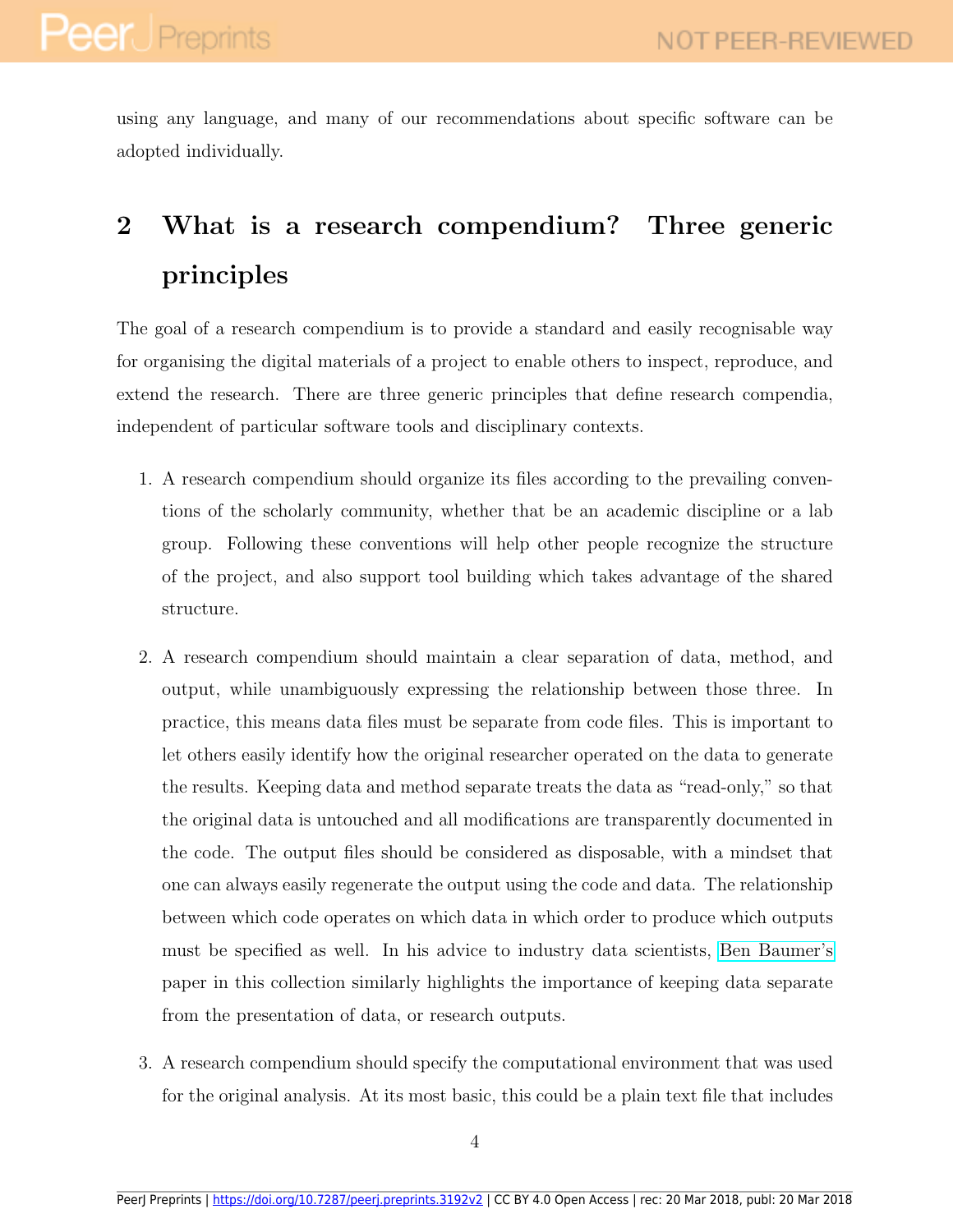using any language, and many of our recommendations about specific software can be adopted individually.

## 2 What is a research compendium? Three generic principles

The goal of a research compendium is to provide a standard and easily recognisable way for organising the digital materials of a project to enable others to inspect, reproduce, and extend the research. There are three generic principles that define research compendia, independent of particular software tools and disciplinary contexts.

1. A research compendium should organize its files according to the prevailing conventions of the scholarly community, whether that be an academic discipline or a lab group. Following these conventions will help other people recognize the structure of the project, and also support tool building which takes advantage of the shared structure.

2. A research compendium should maintain a clear separation of data, method, and output, while unambiguously expressing the relationship between those three. In practice, this means data files must be separate from code files. This is important to let others easily identify how the original researcher operated on the data to generate the results. Keeping data and method separate treats the data as "read-only," so that the original data is untouched and all modifications are transparently documented in the code. The output files should be considered as disposable, with a mindset that one can always easily regenerate the output using the code and data. The relationship between which code operates on which data in which order to produce which outputs must be specified as well. In his advice to industry data scientists, Ben Baumer's paper in this collection similarly highlights the importance of keeping data separate from the presentation of data, or research outputs.

3. A research compendium should specify the computational environment that was used for the original analysis. At its most basic, this could be a plain text file that includes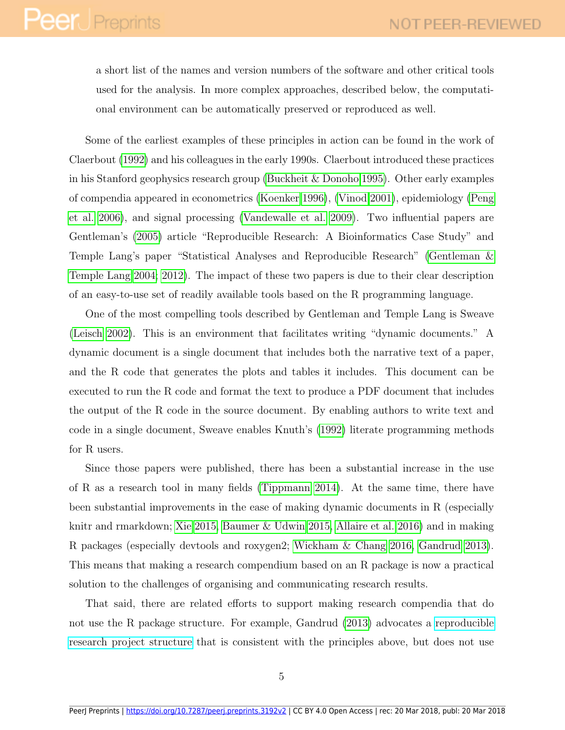a short list of the names and version numbers of the software and other critical tools used for the analysis. In more complex approaches, described below, the computational environment can be automatically preserved or reproduced as well.

Some of the earliest examples of these principles in action can be found in the work of Claerbout (1992) and his colleagues in the early 1990s. Claerbout introduced these practices in his Stanford geophysics research group (Buckheit & Donoho 1995). Other early examples of compendia appeared in econometrics (Koenker 1996), (Vinod 2001), epidemiology (Peng et al. 2006), and signal processing (Vandewalle et al. 2009). Two influential papers are Gentleman's (2005) article "Reproducible Research: A Bioinformatics Case Study" and Temple Lang's paper "Statistical Analyses and Reproducible Research" (Gentleman & Temple Lang 2004, 2012). The impact of these two papers is due to their clear description of an easy-to-use set of readily available tools based on the R programming language.

One of the most compelling tools described by Gentleman and Temple Lang is Sweave (Leisch 2002). This is an environment that facilitates writing "dynamic documents." A dynamic document is a single document that includes both the narrative text of a paper, and the R code that generates the plots and tables it includes. This document can be executed to run the R code and format the text to produce a PDF document that includes the output of the R code in the source document. By enabling authors to write text and code in a single document, Sweave enables Knuth's (1992) literate programming methods for R users.

Since those papers were published, there has been a substantial increase in the use of R as a research tool in many fields (Tippmann 2014). At the same time, there have been substantial improvements in the ease of making dynamic documents in R (especially knitr and rmarkdown; Xie 2015, Baumer & Udwin 2015, Allaire et al. 2016) and in making R packages (especially devtools and roxygen2; Wickham & Chang 2016, Gandrud 2013). This means that making a research compendium based on an R package is now a practical solution to the challenges of organising and communicating research results.

That said, there are related efforts to support making research compendia that do not use the R package structure. For example, Gandrud (2013) advocates a reproducible research project structure that is consistent with the principles above, but does not use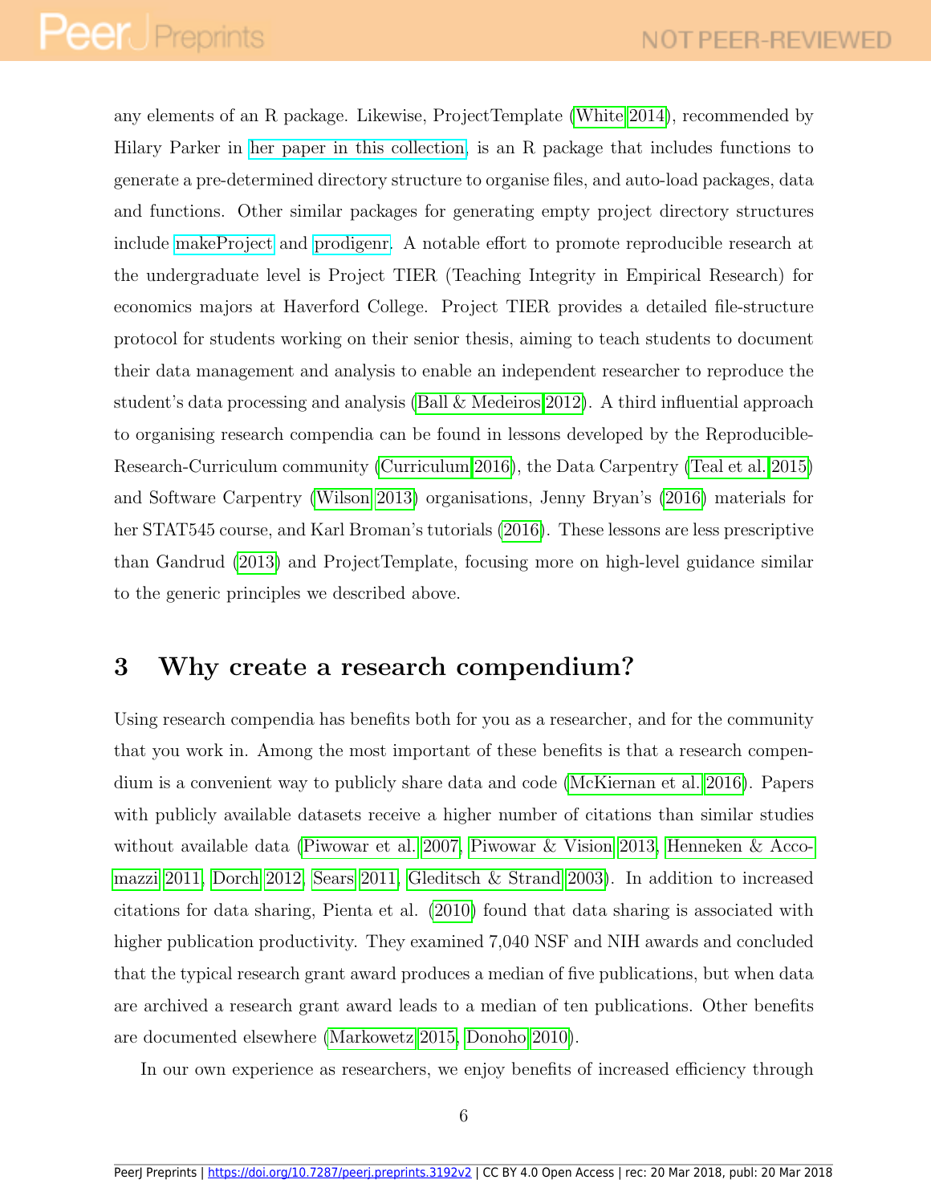any elements of an R package. Likewise, ProjectTemplate (White 2014), recommended by Hilary Parker in her paper in this collection, is an R package that includes functions to generate a pre-determined directory structure to organise files, and auto-load packages, data and functions. Other similar packages for generating empty project directory structures include makeProject and prodigenr. A notable effort to promote reproducible research at the undergraduate level is Project TIER (Teaching Integrity in Empirical Research) for economics majors at Haverford College. Project TIER provides a detailed file-structure protocol for students working on their senior thesis, aiming to teach students to document their data management and analysis to enable an independent researcher to reproduce the student's data processing and analysis (Ball & Medeiros 2012). A third influential approach to organising research compendia can be found in lessons developed by the Reproducible-Research-Curriculum community (Curriculum 2016), the Data Carpentry (Teal et al. 2015) and Software Carpentry (Wilson 2013) organisations, Jenny Bryan's (2016) materials for her STAT545 course, and Karl Broman's tutorials (2016). These lessons are less prescriptive than Gandrud (2013) and ProjectTemplate, focusing more on high-level guidance similar to the generic principles we described above.

# 3 Why create a research compendium?

Using research compendia has benefits both for you as a researcher, and for the community that you work in. Among the most important of these benefits is that a research compendium is a convenient way to publicly share data and code (McKiernan et al. 2016). Papers with publicly available datasets receive a higher number of citations than similar studies without available data (Piwowar et al. 2007, Piwowar & Vision 2013, Henneken & Accomazzi 2011, Dorch 2012, Sears 2011, Gleditsch & Strand 2003). In addition to increased citations for data sharing, Pienta et al. (2010) found that data sharing is associated with higher publication productivity. They examined 7,040 NSF and NIH awards and concluded that the typical research grant award produces a median of five publications, but when data are archived a research grant award leads to a median of ten publications. Other benefits are documented elsewhere (Markowetz 2015, Donoho 2010).

In our own experience as researchers, we enjoy benefits of increased efficiency through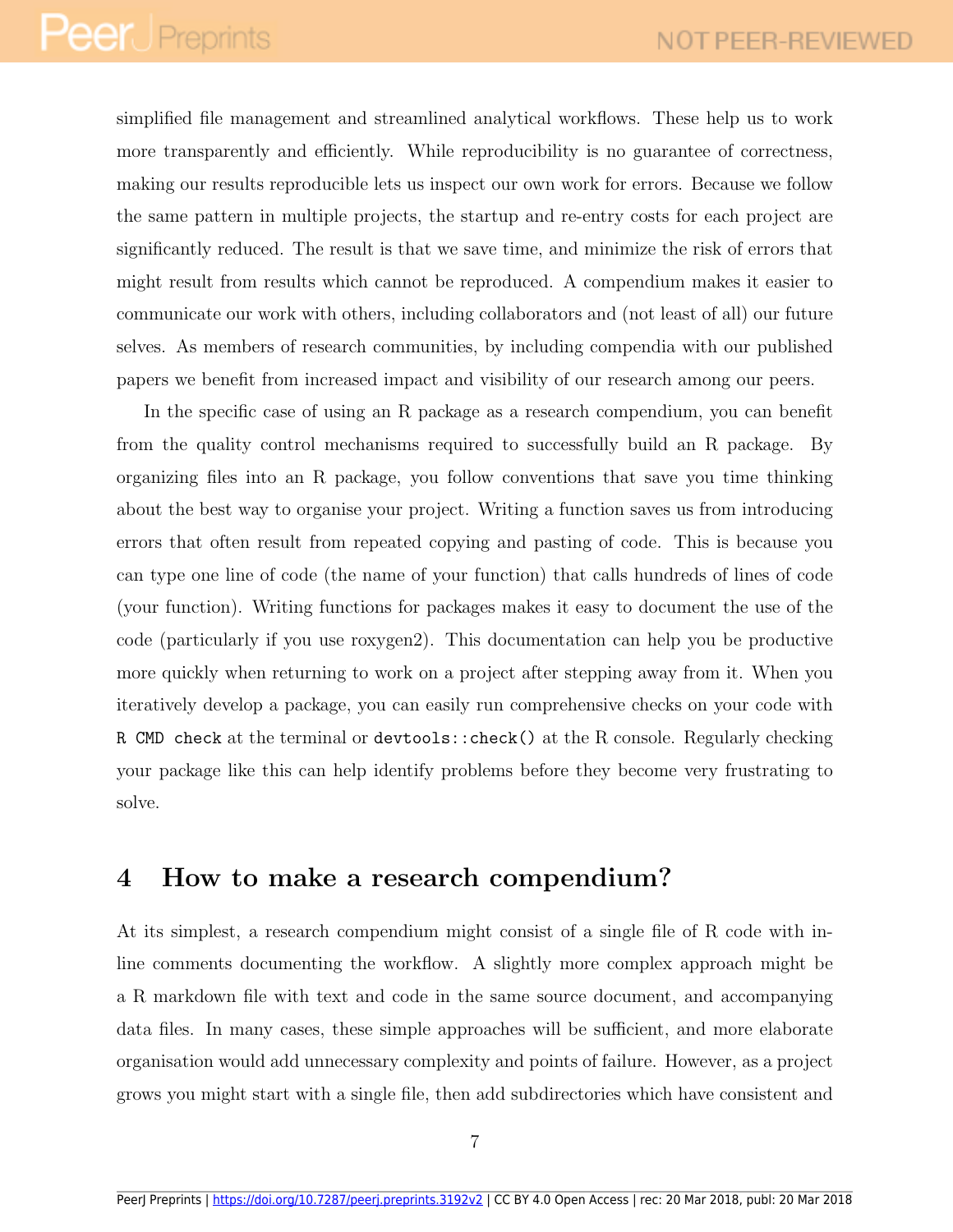simplified file management and streamlined analytical workflows. These help us to work more transparently and efficiently. While reproducibility is no guarantee of correctness, making our results reproducible lets us inspect our own work for errors. Because we follow the same pattern in multiple projects, the startup and re-entry costs for each project are significantly reduced. The result is that we save time, and minimize the risk of errors that might result from results which cannot be reproduced. A compendium makes it easier to communicate our work with others, including collaborators and (not least of all) our future selves. As members of research communities, by including compendia with our published papers we benefit from increased impact and visibility of our research among our peers.

In the specific case of using an R package as a research compendium, you can benefit from the quality control mechanisms required to successfully build an R package. By organizing files into an R package, you follow conventions that save you time thinking about the best way to organise your project. Writing a function saves us from introducing errors that often result from repeated copying and pasting of code. This is because you can type one line of code (the name of your function) that calls hundreds of lines of code (your function). Writing functions for packages makes it easy to document the use of the code (particularly if you use roxygen2). This documentation can help you be productive more quickly when returning to work on a project after stepping away from it. When you iteratively develop a package, you can easily run comprehensive checks on your code with `R CMD check` at the terminal or `devtools::check()` at the R console. Regularly checking your package like this can help identify problems before they become very frustrating to solve.

# 4 How to make a research compendium?

At its simplest, a research compendium might consist of a single file of R code with in-line comments documenting the workflow. A slightly more complex approach might be a R markdown file with text and code in the same source document, and accompanying data files. In many cases, these simple approaches will be sufficient, and more elaborate organisation would add unnecessary complexity and points of failure. However, as a project grows you might start with a single file, then add subdirectories which have consistent and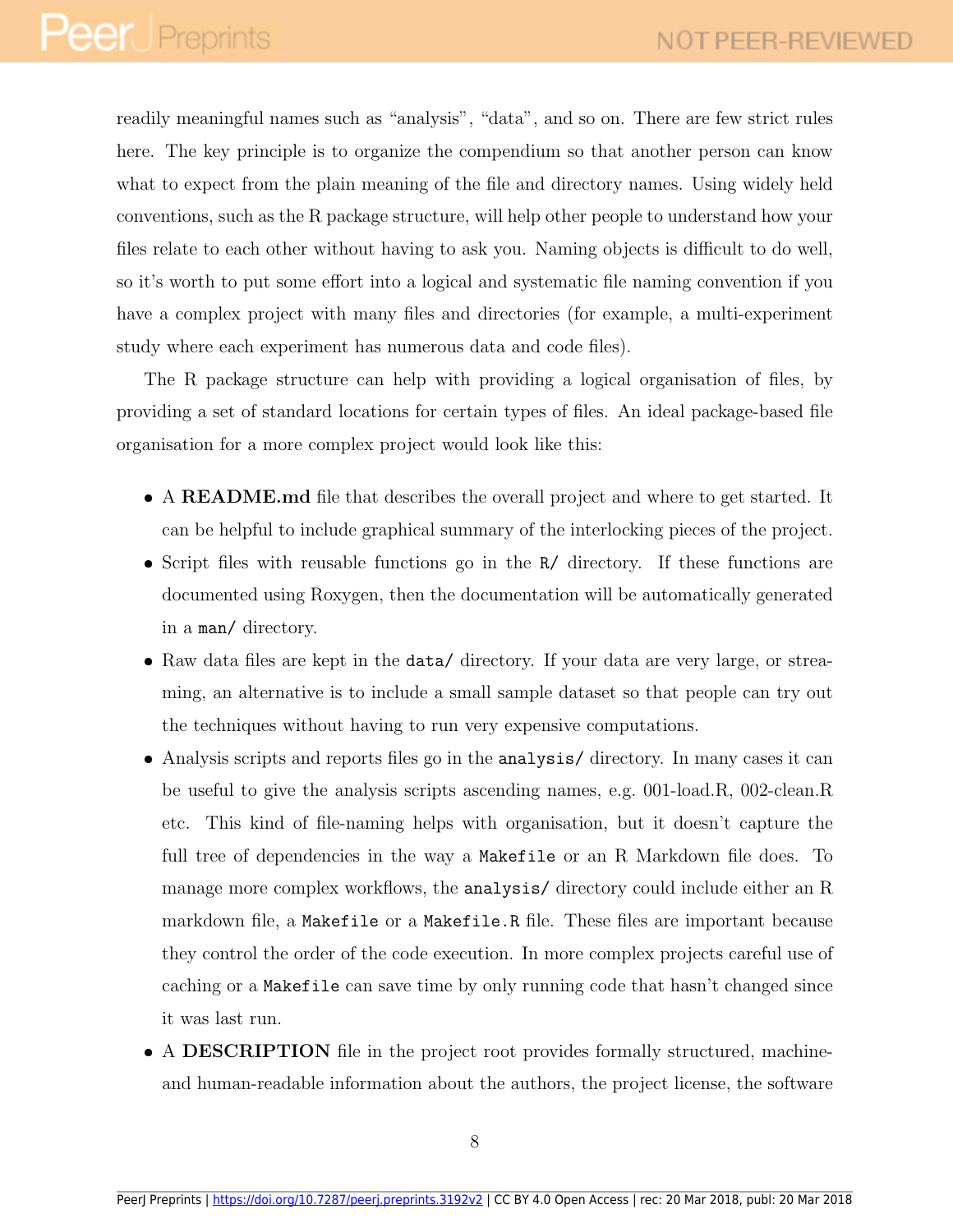readily meaningful names such as "analysis", "data", and so on. There are few strict rules here. The key principle is to organize the compendium so that another person can know what to expect from the plain meaning of the file and directory names. Using widely held conventions, such as the R package structure, will help other people to understand how your files relate to each other without having to ask you. Naming objects is difficult to do well, so it's worth to put some effort into a logical and systematic file naming convention if you have a complex project with many files and directories (for example, a multi-experiment study where each experiment has numerous data and code files).

The R package structure can help with providing a logical organisation of files, by providing a set of standard locations for certain types of files. An ideal package-based file organisation for a more complex project would look like this:

- A **README.md** file that describes the overall project and where to get started. It can be helpful to include graphical summary of the interlocking pieces of the project.
- Script files with reusable functions go in the `R/` directory. If these functions are documented using Roxygen, then the documentation will be automatically generated in a `man/` directory.
- Raw data files are kept in the `data/` directory. If your data are very large, or streaming, an alternative is to include a small sample dataset so that people can try out the techniques without having to run very expensive computations.
- Analysis scripts and reports files go in the `analysis/` directory. In many cases it can be useful to give the analysis scripts ascending names, e.g. 001-load.R, 002-clean.R etc. This kind of file-naming helps with organisation, but it doesn't capture the full tree of dependencies in the way a `Makefile` or an R Markdown file does. To manage more complex workflows, the `analysis/` directory could include either an R markdown file, a `Makefile` or a `Makefile.R` file. These files are important because they control the order of the code execution. In more complex projects careful use of caching or a `Makefile` can save time by only running code that hasn't changed since it was last run.
- A **DESCRIPTION** file in the project root provides formally structured, machine- and human-readable information about the authors, the project license, the software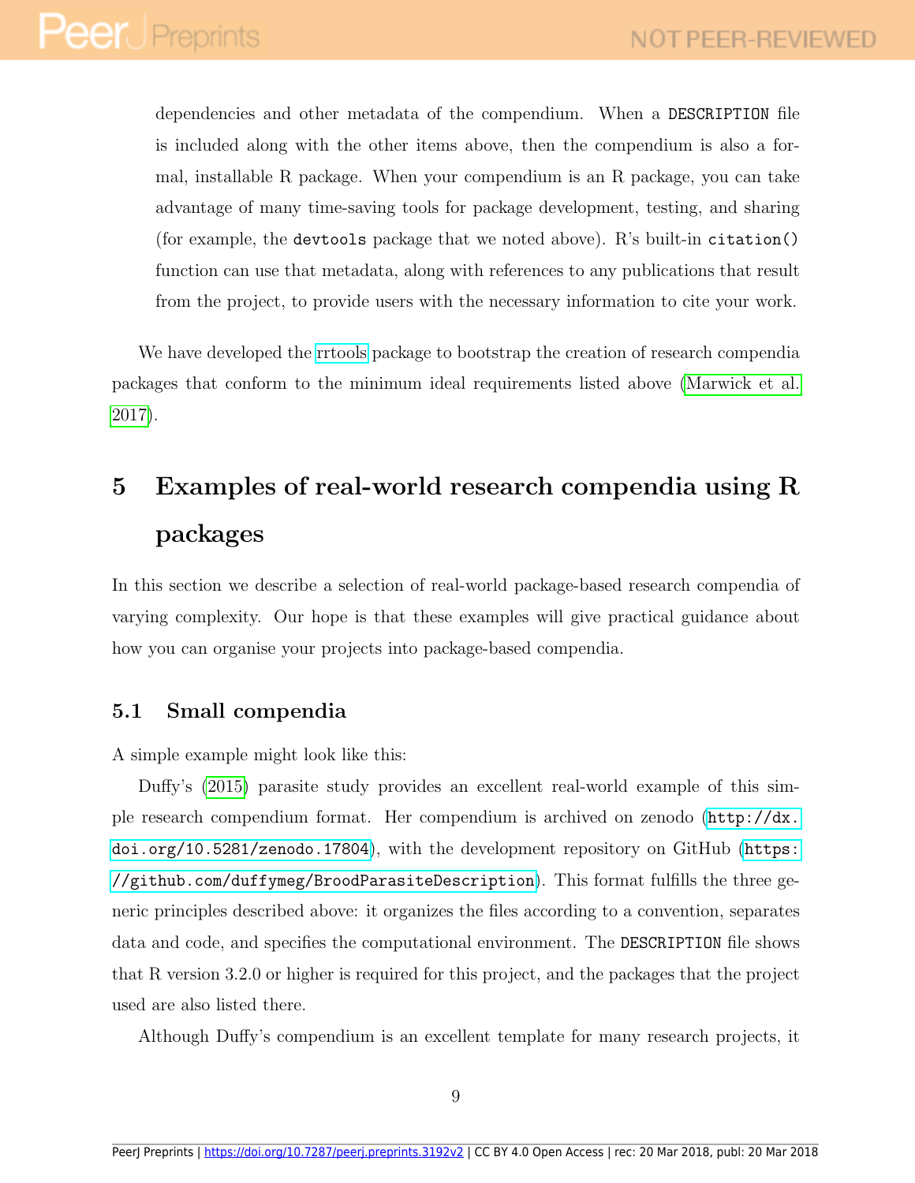dependencies and other metadata of the compendium. When a `DESCRIPTION` file is included along with the other items above, then the compendium is also a formal, installable R package. When your compendium is an R package, you can take advantage of many time-saving tools for package development, testing, and sharing (for example, the `devtools` package that we noted above). R's built-in `citation()` function can use that metadata, along with references to any publications that result from the project, to provide users with the necessary information to cite your work.

We have developed the rrtools package to bootstrap the creation of research compendia packages that conform to the minimum ideal requirements listed above (Marwick et al. 2017).

# 5 Examples of real-world research compendia using R packages

In this section we describe a selection of real-world package-based research compendia of varying complexity. Our hope is that these examples will give practical guidance about how you can organise your projects into package-based compendia.

## 5.1 Small compendia

A simple example might look like this:

Duffy's (2015) parasite study provides an excellent real-world example of this simple research compendium format. Her compendium is archived on zenodo (`http://dx.doi.org/10.5281/zenodo.17804`), with the development repository on GitHub (`https://github.com/duffymeg/BroodParasiteDescription`). This format fulfills the three generic principles described above: it organizes the files according to a convention, separates data and code, and specifies the computational environment. The `DESCRIPTION` file shows that R version 3.2.0 or higher is required for this project, and the packages that the project used are also listed there.

Although Duffy's compendium is an excellent template for many research projects, it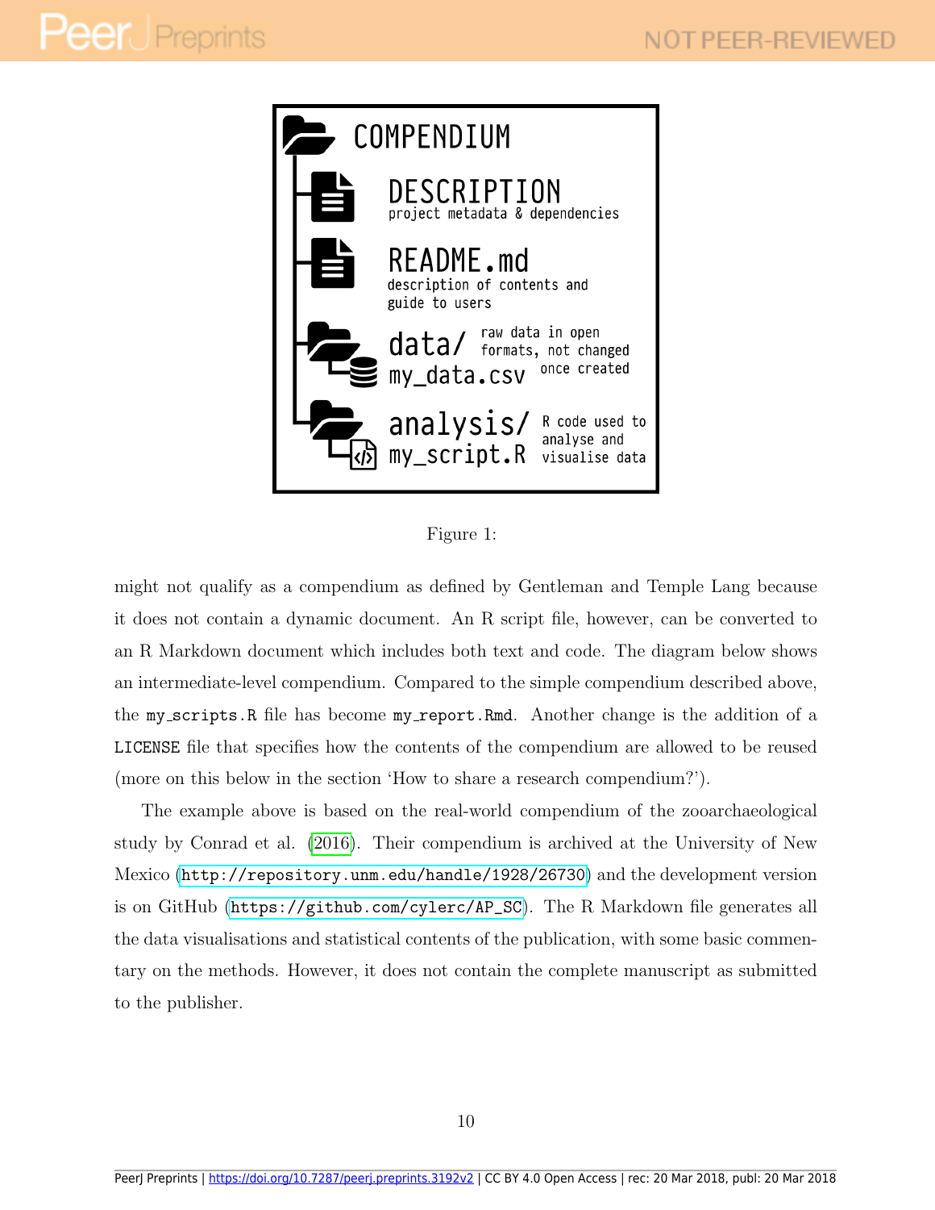COMPENDIUM

DESCRIPTION
project metadata & dependencies

README.md
description of contents and guide to users

data/ my_data.csv
raw data in open formats, not changed once created

analysis/ my_script.R
R code used to analyse and visualise data

Figure 1:

might not qualify as a compendium as defined by Gentleman and Temple Lang because it does not contain a dynamic document. An R script file, however, can be converted to an R Markdown document which includes both text and code. The diagram below shows an intermediate-level compendium. Compared to the simple compendium described above, the `my_scripts.R` file has become `my_report.Rmd`. Another change is the addition of a `LICENSE` file that specifies how the contents of the compendium are allowed to be reused (more on this below in the section 'How to share a research compendium?').

The example above is based on the real-world compendium of the zooarchaeological study by Conrad et al. (2016). Their compendium is archived at the University of New Mexico (`http://repository.unm.edu/handle/1928/26730`) and the development version is on GitHub (`https://github.com/cylerc/AP_SC`). The R Markdown file generates all the data visualisations and statistical contents of the publication, with some basic commentary on the methods. However, it does not contain the complete manuscript as submitted to the publisher.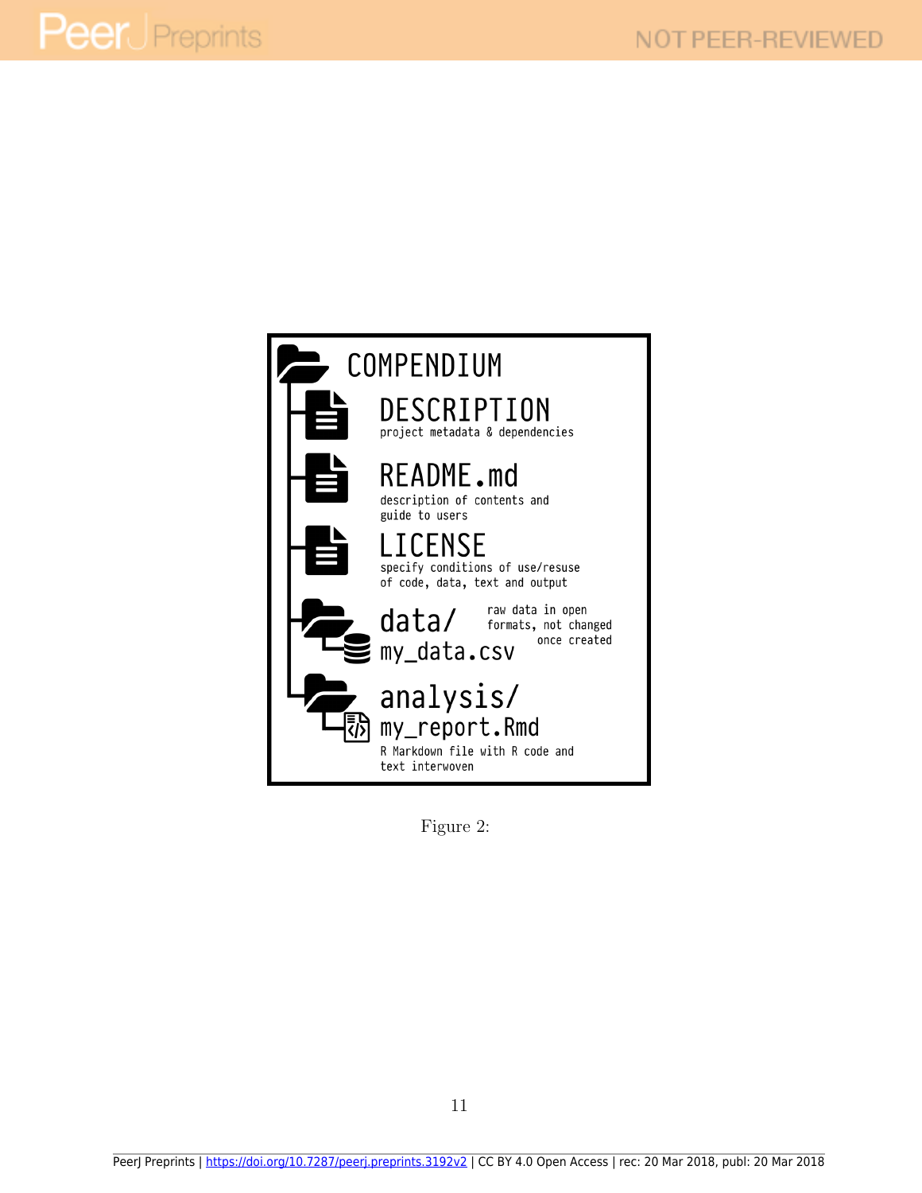COMPENDIUM

- **DESCRIPTION** — project metadata & dependencies
- **README.md** — description of contents and guide to users
- **LICENSE** — specify conditions of use/resuse of code, data, text and output
- **data/**
  - my_data.csv — raw data in open formats, not changed once created
- **analysis/**
  - my_report.Rmd — R Markdown file with R code and text interwoven

Figure 2: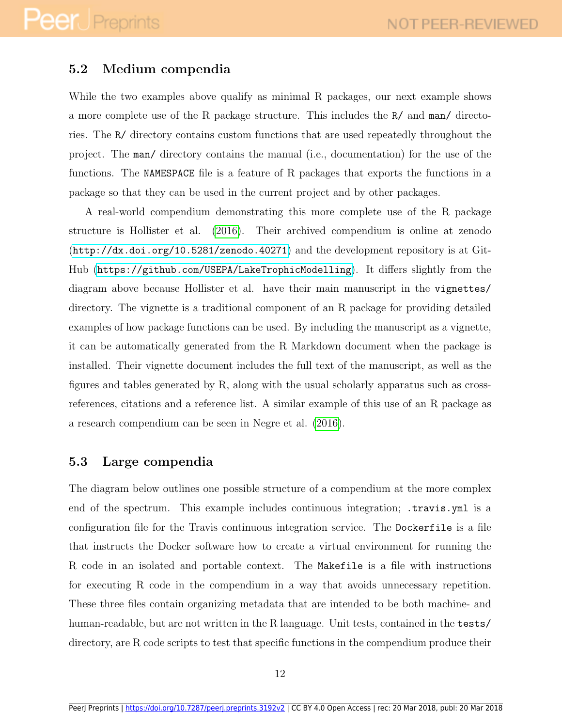## 5.2 Medium compendia

While the two examples above qualify as minimal R packages, our next example shows a more complete use of the R package structure. This includes the `R/` and `man/` directories. The `R/` directory contains custom functions that are used repeatedly throughout the project. The `man/` directory contains the manual (i.e., documentation) for the use of the functions. The `NAMESPACE` file is a feature of R packages that exports the functions in a package so that they can be used in the current project and by other packages.

A real-world compendium demonstrating this more complete use of the R package structure is Hollister et al. (2016). Their archived compendium is online at zenodo (`http://dx.doi.org/10.5281/zenodo.40271`) and the development repository is at GitHub (`https://github.com/USEPA/LakeTrophicModelling`). It differs slightly from the diagram above because Hollister et al. have their main manuscript in the `vignettes/` directory. The vignette is a traditional component of an R package for providing detailed examples of how package functions can be used. By including the manuscript as a vignette, it can be automatically generated from the R Markdown document when the package is installed. Their vignette document includes the full text of the manuscript, as well as the figures and tables generated by R, along with the usual scholarly apparatus such as cross-references, citations and a reference list. A similar example of this use of an R package as a research compendium can be seen in Negre et al. (2016).

## 5.3 Large compendia

The diagram below outlines one possible structure of a compendium at the more complex end of the spectrum. This example includes continuous integration; `.travis.yml` is a configuration file for the Travis continuous integration service. The `Dockerfile` is a file that instructs the Docker software how to create a virtual environment for running the R code in an isolated and portable context. The `Makefile` is a file with instructions for executing R code in the compendium in a way that avoids unnecessary repetition. These three files contain organizing metadata that are intended to be both machine- and human-readable, but are not written in the R language. Unit tests, contained in the `tests/` directory, are R code scripts to test that specific functions in the compendium produce their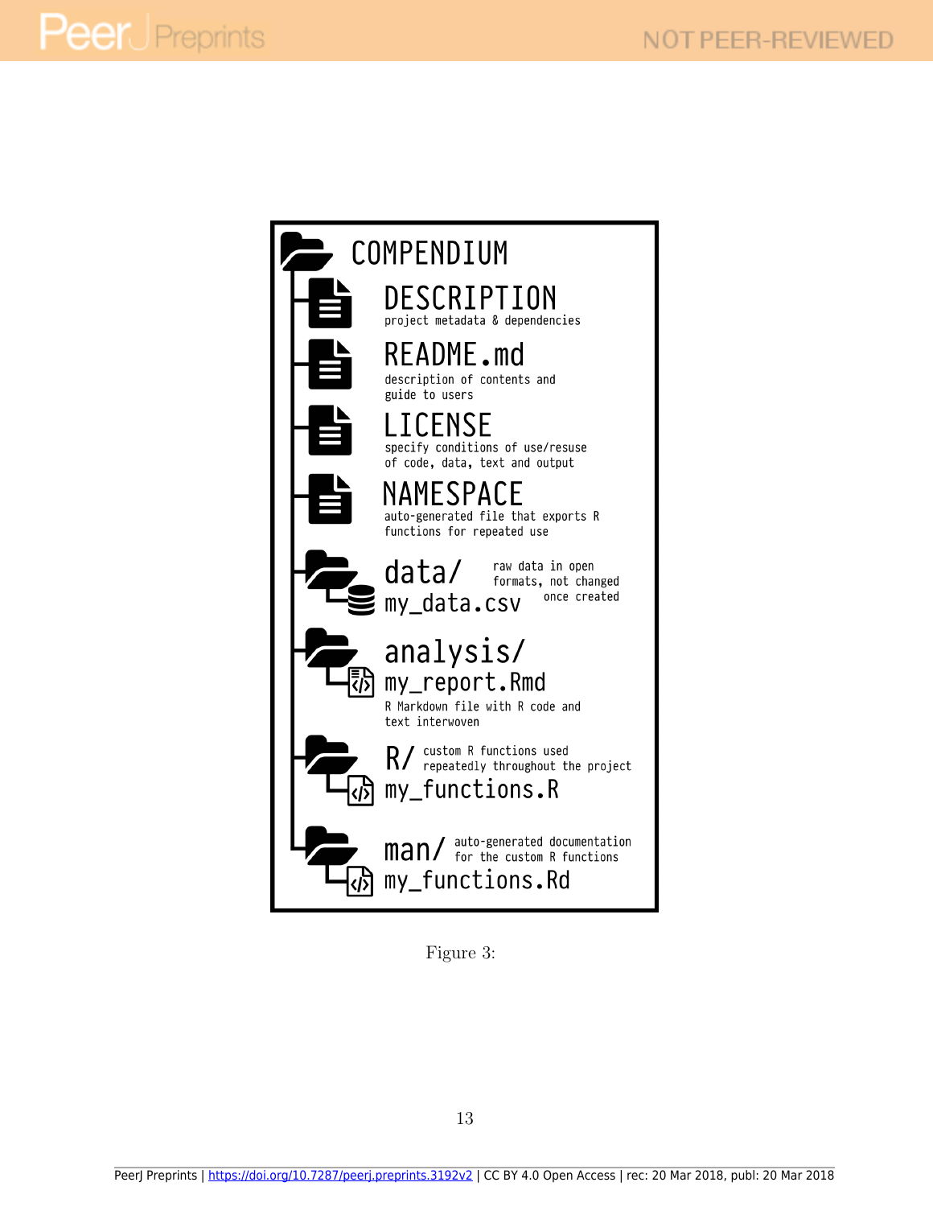COMPENDIUM

- **DESCRIPTION** — project metadata & dependencies
- **README.md** — description of contents and guide to users
- **LICENSE** — specify conditions of use/resuse of code, data, text and output
- **NAMESPACE** — auto-generated file that exports R functions for repeated use
- **data/**
  - my_data.csv — raw data in open formats, not changed once created
- **analysis/**
  - my_report.Rmd — R Markdown file with R code and text interwoven
- **R/** — custom R functions used repeatedly throughout the project
  - my_functions.R
- **man/** — auto-generated documentation for the custom R functions
  - my_functions.Rd

Figure 3: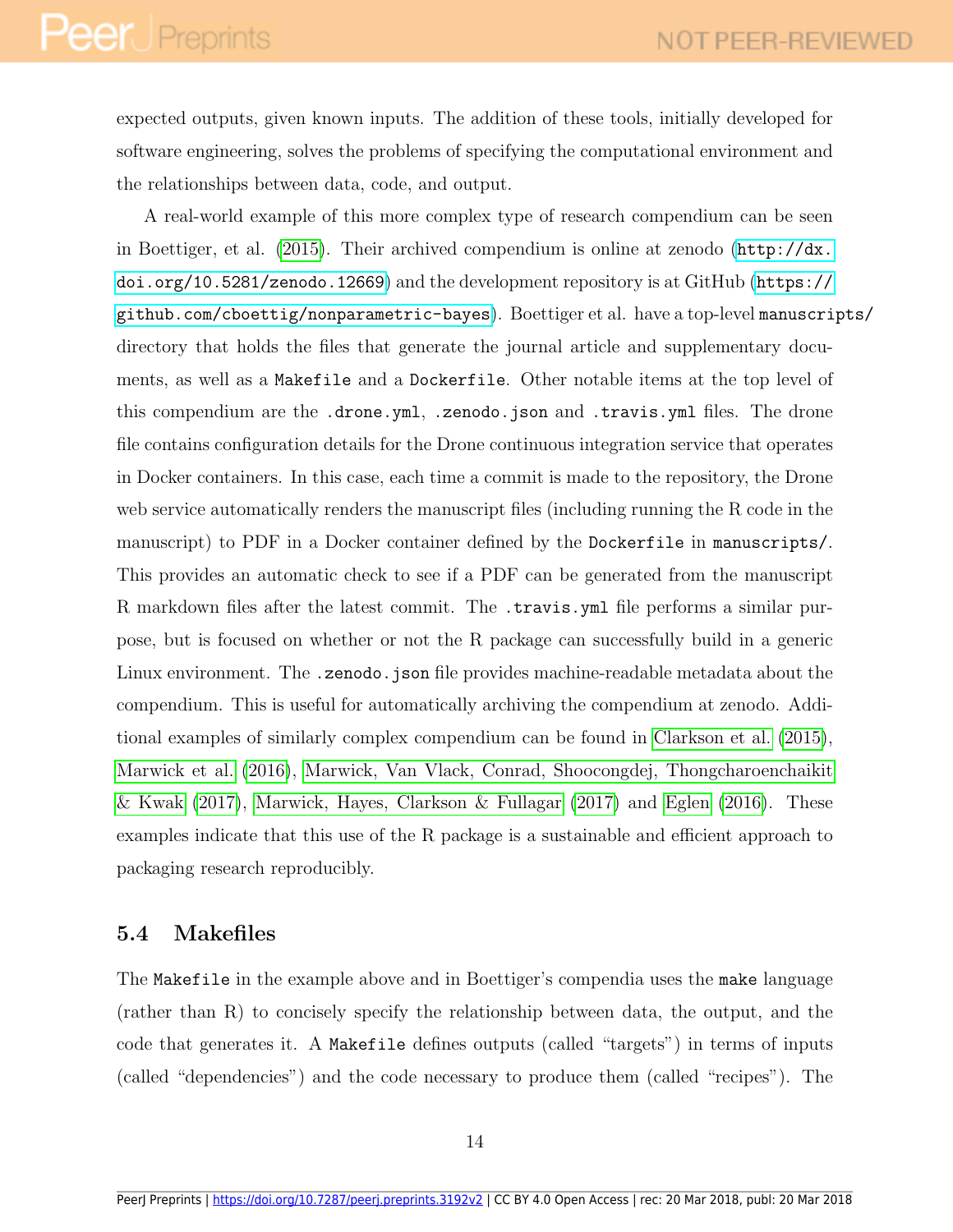expected outputs, given known inputs. The addition of these tools, initially developed for software engineering, solves the problems of specifying the computational environment and the relationships between data, code, and output.

A real-world example of this more complex type of research compendium can be seen in Boettiger, et al. (2015). Their archived compendium is online at zenodo (`http://dx.doi.org/10.5281/zenodo.12669`) and the development repository is at GitHub (`https://github.com/cboettig/nonparametric-bayes`). Boettiger et al. have a top-level `manuscripts/` directory that holds the files that generate the journal article and supplementary documents, as well as a `Makefile` and a `Dockerfile`. Other notable items at the top level of this compendium are the `.drone.yml`, `.zenodo.json` and `.travis.yml` files. The drone file contains configuration details for the Drone continuous integration service that operates in Docker containers. In this case, each time a commit is made to the repository, the Drone web service automatically renders the manuscript files (including running the R code in the manuscript) to PDF in a Docker container defined by the `Dockerfile` in `manuscripts/`. This provides an automatic check to see if a PDF can be generated from the manuscript R markdown files after the latest commit. The `.travis.yml` file performs a similar purpose, but is focused on whether or not the R package can successfully build in a generic Linux environment. The `.zenodo.json` file provides machine-readable metadata about the compendium. This is useful for automatically archiving the compendium at zenodo. Additional examples of similarly complex compendium can be found in Clarkson et al. (2015), Marwick et al. (2016), Marwick, Van Vlack, Conrad, Shoocongdej, Thongcharoenchaikit & Kwak (2017), Marwick, Hayes, Clarkson & Fullagar (2017) and Eglen (2016). These examples indicate that this use of the R package is a sustainable and efficient approach to packaging research reproducibly.

## 5.4 Makefiles

The `Makefile` in the example above and in Boettiger's compendia uses the `make` language (rather than R) to concisely specify the relationship between data, the output, and the code that generates it. A `Makefile` defines outputs (called "targets") in terms of inputs (called "dependencies") and the code necessary to produce them (called "recipes"). The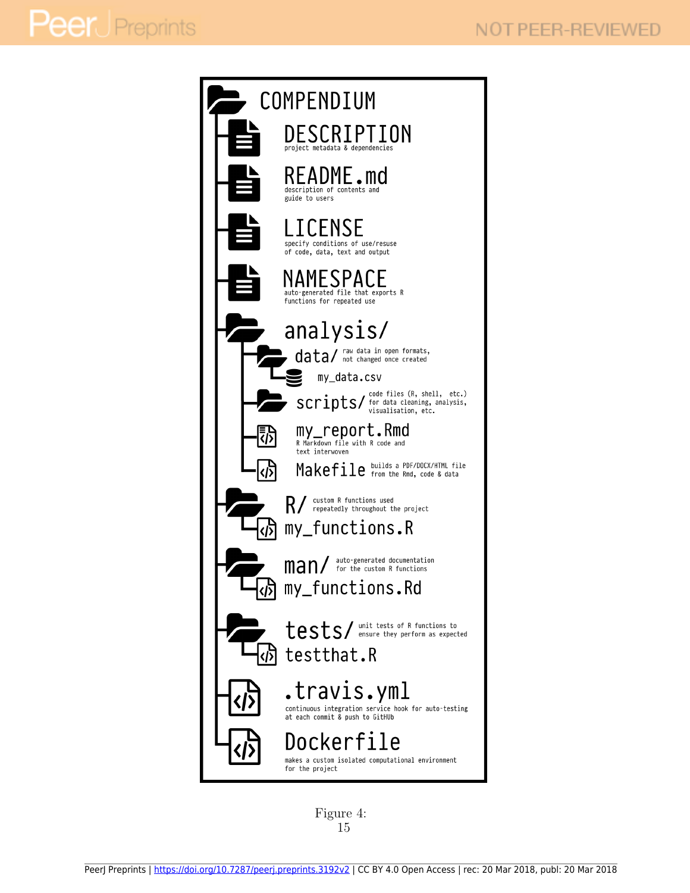COMPENDIUM

- DESCRIPTION — project metadata & dependencies
- README.md — description of contents and guide to users
- LICENSE — specify conditions of use/reuse of code, data, text and output
- NAMESPACE — auto-generated file that exports R functions for repeated use
- analysis/
  - data/ — raw data in open formats, not changed once created
    - my_data.csv
  - scripts/ — code files (R, shell, etc.) for data cleaning, analysis, visualisation, etc.
  - my_report.Rmd — R Markdown file with R code and text interwoven
  - Makefile — builds a PDF/DOCX/HTML file from the Rmd, code & data
- R/ — custom R functions used repeatedly throughout the project
  - my_functions.R
- man/ — auto-generated documentation for the custom R functions
  - my_functions.Rd
- tests/ — unit tests of R functions to ensure they perform as expected
  - testthat.R
- .travis.yml — continuous integration service hook for auto-testing at each commit & push to GitHub
- Dockerfile — makes a custom isolated computational environment for the project

Figure 4: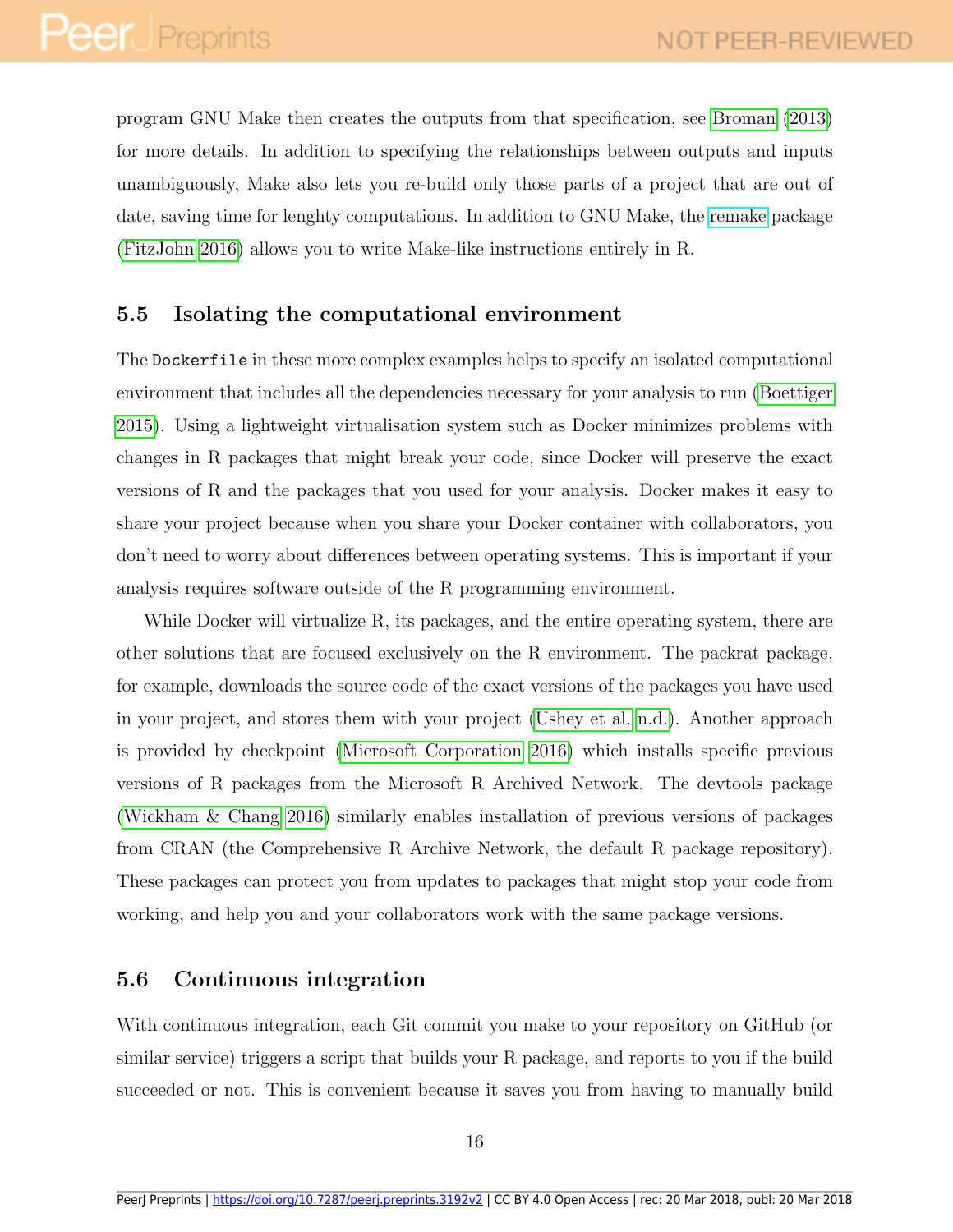program GNU Make then creates the outputs from that specification, see Broman (2013) for more details. In addition to specifying the relationships between outputs and inputs unambiguously, Make also lets you re-build only those parts of a project that are out of date, saving time for lenghty computations. In addition to GNU Make, the remake package (FitzJohn 2016) allows you to write Make-like instructions entirely in R.

## 5.5 Isolating the computational environment

The `Dockerfile` in these more complex examples helps to specify an isolated computational environment that includes all the dependencies necessary for your analysis to run (Boettiger 2015). Using a lightweight virtualisation system such as Docker minimizes problems with changes in R packages that might break your code, since Docker will preserve the exact versions of R and the packages that you used for your analysis. Docker makes it easy to share your project because when you share your Docker container with collaborators, you don't need to worry about differences between operating systems. This is important if your analysis requires software outside of the R programming environment.

While Docker will virtualize R, its packages, and the entire operating system, there are other solutions that are focused exclusively on the R environment. The packrat package, for example, downloads the source code of the exact versions of the packages you have used in your project, and stores them with your project (Ushey et al. n.d.). Another approach is provided by checkpoint (Microsoft Corporation 2016) which installs specific previous versions of R packages from the Microsoft R Archived Network. The devtools package (Wickham & Chang 2016) similarly enables installation of previous versions of packages from CRAN (the Comprehensive R Archive Network, the default R package repository). These packages can protect you from updates to packages that might stop your code from working, and help you and your collaborators work with the same package versions.

## 5.6 Continuous integration

With continuous integration, each Git commit you make to your repository on GitHub (or similar service) triggers a script that builds your R package, and reports to you if the build succeeded or not. This is convenient because it saves you from having to manually build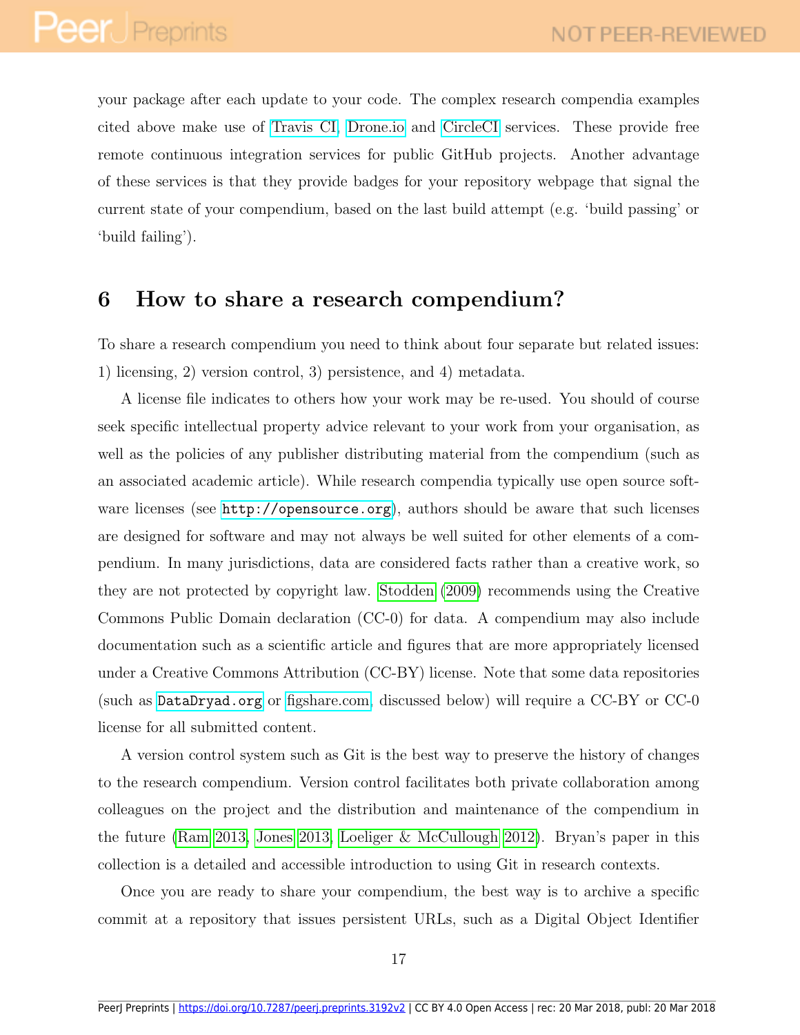your package after each update to your code. The complex research compendia examples cited above make use of Travis CI, Drone.io and CircleCI services. These provide free remote continuous integration services for public GitHub projects. Another advantage of these services is that they provide badges for your repository webpage that signal the current state of your compendium, based on the last build attempt (e.g. 'build passing' or 'build failing').

## 6 How to share a research compendium?

To share a research compendium you need to think about four separate but related issues: 1) licensing, 2) version control, 3) persistence, and 4) metadata.

A license file indicates to others how your work may be re-used. You should of course seek specific intellectual property advice relevant to your work from your organisation, as well as the policies of any publisher distributing material from the compendium (such as an associated academic article). While research compendia typically use open source software licenses (see `http://opensource.org`), authors should be aware that such licenses are designed for software and may not always be well suited for other elements of a compendium. In many jurisdictions, data are considered facts rather than a creative work, so they are not protected by copyright law. Stodden (2009) recommends using the Creative Commons Public Domain declaration (CC-0) for data. A compendium may also include documentation such as a scientific article and figures that are more appropriately licensed under a Creative Commons Attribution (CC-BY) license. Note that some data repositories (such as `DataDryad.org` or figshare.com, discussed below) will require a CC-BY or CC-0 license for all submitted content.

A version control system such as Git is the best way to preserve the history of changes to the research compendium. Version control facilitates both private collaboration among colleagues on the project and the distribution and maintenance of the compendium in the future (Ram 2013, Jones 2013, Loeliger & McCullough 2012). Bryan's paper in this collection is a detailed and accessible introduction to using Git in research contexts.

Once you are ready to share your compendium, the best way is to archive a specific commit at a repository that issues persistent URLs, such as a Digital Object Identifier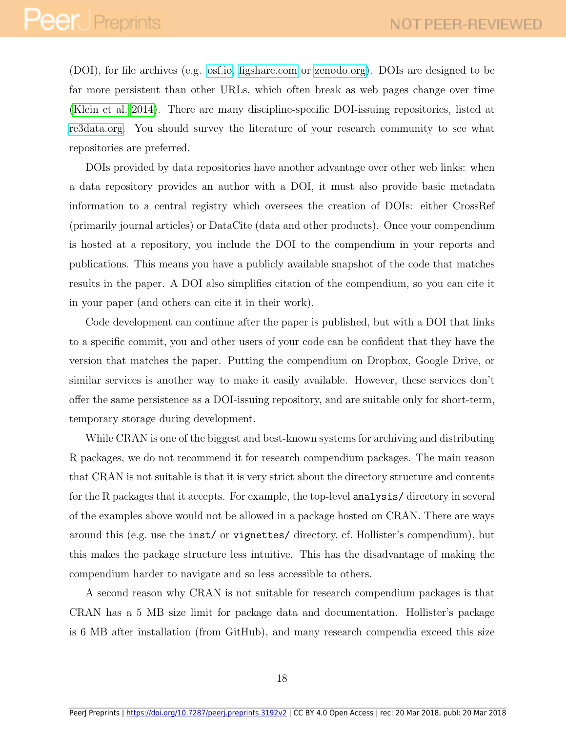(DOI), for file archives (e.g. osf.io, figshare.com or zenodo.org). DOIs are designed to be far more persistent than other URLs, which often break as web pages change over time (Klein et al. 2014). There are many discipline-specific DOI-issuing repositories, listed at re3data.org. You should survey the literature of your research community to see what repositories are preferred.

DOIs provided by data repositories have another advantage over other web links: when a data repository provides an author with a DOI, it must also provide basic metadata information to a central registry which oversees the creation of DOIs: either CrossRef (primarily journal articles) or DataCite (data and other products). Once your compendium is hosted at a repository, you include the DOI to the compendium in your reports and publications. This means you have a publicly available snapshot of the code that matches results in the paper. A DOI also simplifies citation of the compendium, so you can cite it in your paper (and others can cite it in their work).

Code development can continue after the paper is published, but with a DOI that links to a specific commit, you and other users of your code can be confident that they have the version that matches the paper. Putting the compendium on Dropbox, Google Drive, or similar services is another way to make it easily available. However, these services don't offer the same persistence as a DOI-issuing repository, and are suitable only for short-term, temporary storage during development.

While CRAN is one of the biggest and best-known systems for archiving and distributing R packages, we do not recommend it for research compendium packages. The main reason that CRAN is not suitable is that it is very strict about the directory structure and contents for the R packages that it accepts. For example, the top-level `analysis/` directory in several of the examples above would not be allowed in a package hosted on CRAN. There are ways around this (e.g. use the `inst/` or `vignettes/` directory, cf. Hollister's compendium), but this makes the package structure less intuitive. This has the disadvantage of making the compendium harder to navigate and so less accessible to others.

A second reason why CRAN is not suitable for research compendium packages is that CRAN has a 5 MB size limit for package data and documentation. Hollister's package is 6 MB after installation (from GitHub), and many research compendia exceed this size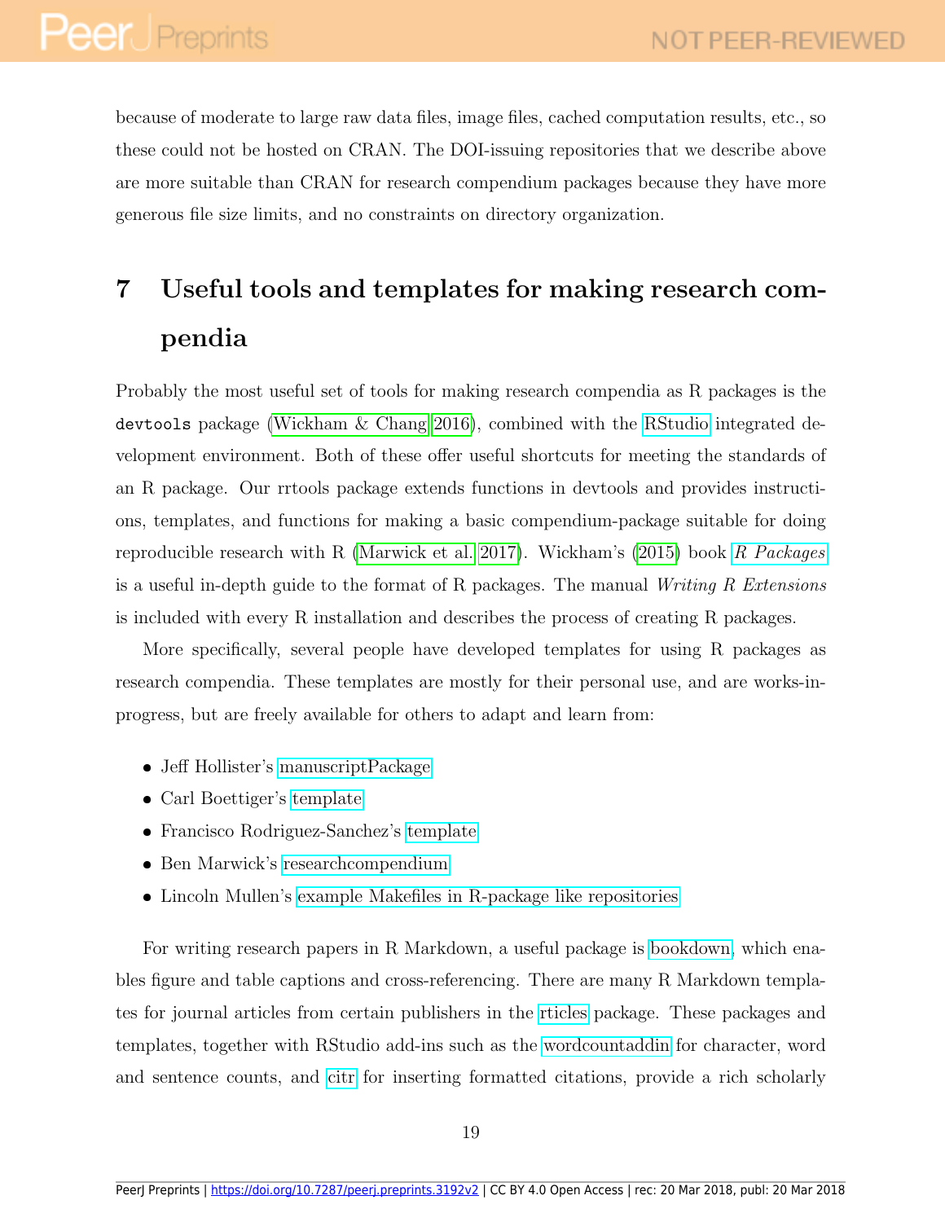because of moderate to large raw data files, image files, cached computation results, etc., so these could not be hosted on CRAN. The DOI-issuing repositories that we describe above are more suitable than CRAN for research compendium packages because they have more generous file size limits, and no constraints on directory organization.

# 7 Useful tools and templates for making research compendia

Probably the most useful set of tools for making research compendia as R packages is the `devtools` package (Wickham & Chang 2016), combined with the RStudio integrated development environment. Both of these offer useful shortcuts for meeting the standards of an R package. Our rrtools package extends functions in devtools and provides instructions, templates, and functions for making a basic compendium-package suitable for doing reproducible research with R (Marwick et al. 2017). Wickham's (2015) book *R Packages* is a useful in-depth guide to the format of R packages. The manual *Writing R Extensions* is included with every R installation and describes the process of creating R packages.

More specifically, several people have developed templates for using R packages as research compendia. These templates are mostly for their personal use, and are works-in-progress, but are freely available for others to adapt and learn from:

- Jeff Hollister's manuscriptPackage
- Carl Boettiger's template
- Francisco Rodriguez-Sanchez's template
- Ben Marwick's researchcompendium
- Lincoln Mullen's example Makefiles in R-package like repositories

For writing research papers in R Markdown, a useful package is bookdown, which enables figure and table captions and cross-referencing. There are many R Markdown templates for journal articles from certain publishers in the rticles package. These packages and templates, together with RStudio add-ins such as the wordcountaddin for character, word and sentence counts, and citr for inserting formatted citations, provide a rich scholarly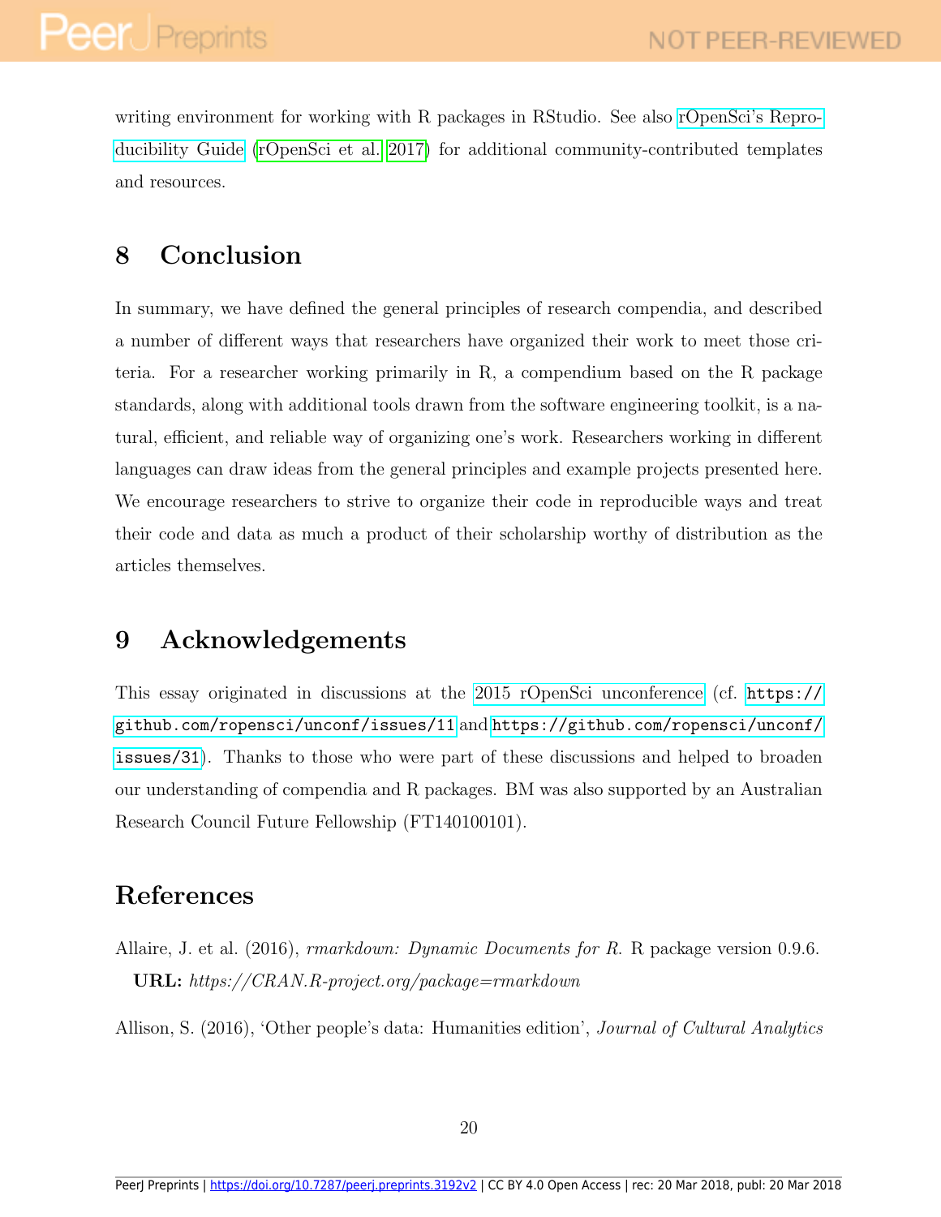writing environment for working with R packages in RStudio. See also rOpenSci's Reproducibility Guide (rOpenSci et al. 2017) for additional community-contributed templates and resources.

## 8 Conclusion

In summary, we have defined the general principles of research compendia, and described a number of different ways that researchers have organized their work to meet those criteria. For a researcher working primarily in R, a compendium based on the R package standards, along with additional tools drawn from the software engineering toolkit, is a natural, efficient, and reliable way of organizing one's work. Researchers working in different languages can draw ideas from the general principles and example projects presented here. We encourage researchers to strive to organize their code in reproducible ways and treat their code and data as much a product of their scholarship worthy of distribution as the articles themselves.

## 9 Acknowledgements

This essay originated in discussions at the 2015 rOpenSci unconference (cf. `https://github.com/ropensci/unconf/issues/11` and `https://github.com/ropensci/unconf/issues/31`). Thanks to those who were part of these discussions and helped to broaden our understanding of compendia and R packages. BM was also supported by an Australian Research Council Future Fellowship (FT140100101).

## References

Allaire, J. et al. (2016), *rmarkdown: Dynamic Documents for R.* R package version 0.9.6. **URL:** *https://CRAN.R-project.org/package=rmarkdown*

Allison, S. (2016), 'Other people's data: Humanities edition', *Journal of Cultural Analytics*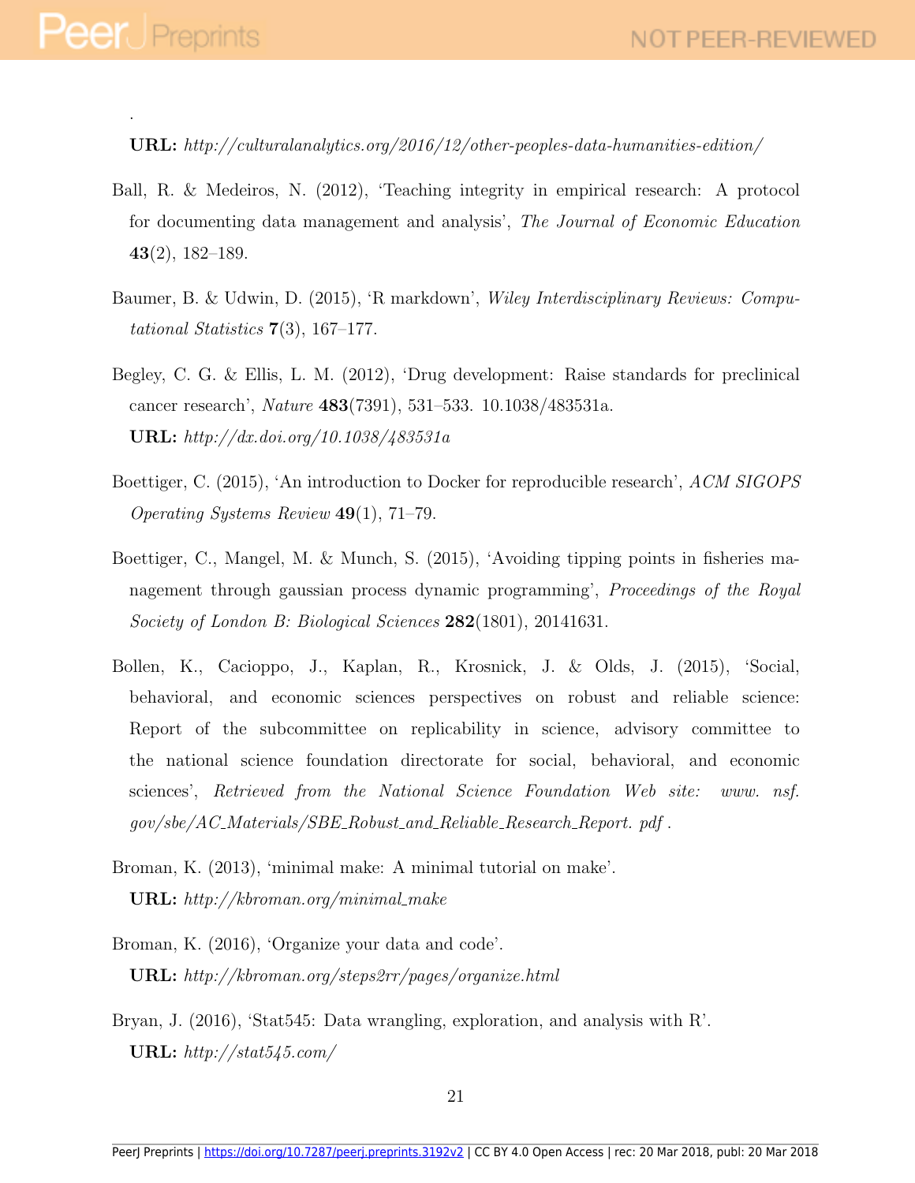.

**URL:** *http://culturalanalytics.org/2016/12/other-peoples-data-humanities-edition/*

Ball, R. & Medeiros, N. (2012), 'Teaching integrity in empirical research: A protocol for documenting data management and analysis', *The Journal of Economic Education* **43**(2), 182–189.

Baumer, B. & Udwin, D. (2015), 'R markdown', *Wiley Interdisciplinary Reviews: Computational Statistics* **7**(3), 167–177.

Begley, C. G. & Ellis, L. M. (2012), 'Drug development: Raise standards for preclinical cancer research', *Nature* **483**(7391), 531–533. 10.1038/483531a.
**URL:** *http://dx.doi.org/10.1038/483531a*

Boettiger, C. (2015), 'An introduction to Docker for reproducible research', *ACM SIGOPS Operating Systems Review* **49**(1), 71–79.

Boettiger, C., Mangel, M. & Munch, S. (2015), 'Avoiding tipping points in fisheries management through gaussian process dynamic programming', *Proceedings of the Royal Society of London B: Biological Sciences* **282**(1801), 20141631.

Bollen, K., Cacioppo, J., Kaplan, R., Krosnick, J. & Olds, J. (2015), 'Social, behavioral, and economic sciences perspectives on robust and reliable science: Report of the subcommittee on replicability in science, advisory committee to the national science foundation directorate for social, behavioral, and economic sciences', *Retrieved from the National Science Foundation Web site: www. nsf. gov/sbe/AC_Materials/SBE_Robust_and_Reliable_Research_Report. pdf* .

Broman, K. (2013), 'minimal make: A minimal tutorial on make'.
**URL:** *http://kbroman.org/minimal_make*

Broman, K. (2016), 'Organize your data and code'.
**URL:** *http://kbroman.org/steps2rr/pages/organize.html*

Bryan, J. (2016), 'Stat545: Data wrangling, exploration, and analysis with R'.
**URL:** *http://stat545.com/*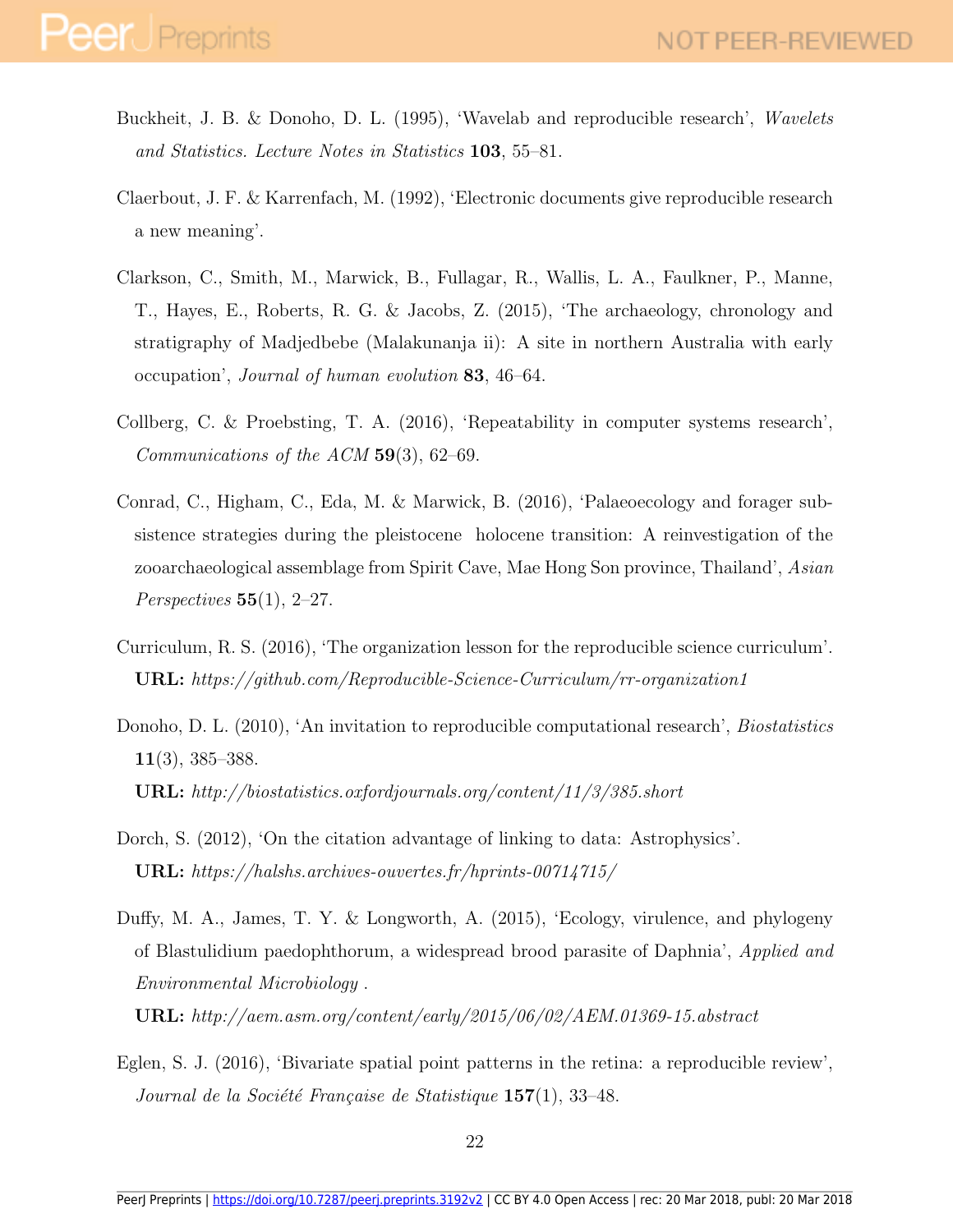Buckheit, J. B. & Donoho, D. L. (1995), 'Wavelab and reproducible research', *Wavelets and Statistics. Lecture Notes in Statistics* **103**, 55–81.

Claerbout, J. F. & Karrenfach, M. (1992), 'Electronic documents give reproducible research a new meaning'.

Clarkson, C., Smith, M., Marwick, B., Fullagar, R., Wallis, L. A., Faulkner, P., Manne, T., Hayes, E., Roberts, R. G. & Jacobs, Z. (2015), 'The archaeology, chronology and stratigraphy of Madjedbebe (Malakunanja ii): A site in northern Australia with early occupation', *Journal of human evolution* **83**, 46–64.

Collberg, C. & Proebsting, T. A. (2016), 'Repeatability in computer systems research', *Communications of the ACM* **59**(3), 62–69.

Conrad, C., Higham, C., Eda, M. & Marwick, B. (2016), 'Palaeoecology and forager subsistence strategies during the pleistocene holocene transition: A reinvestigation of the zooarchaeological assemblage from Spirit Cave, Mae Hong Son province, Thailand', *Asian Perspectives* **55**(1), 2–27.

Curriculum, R. S. (2016), 'The organization lesson for the reproducible science curriculum'.
**URL:** *https://github.com/Reproducible-Science-Curriculum/rr-organization1*

Donoho, D. L. (2010), 'An invitation to reproducible computational research', *Biostatistics* **11**(3), 385–388.
**URL:** *http://biostatistics.oxfordjournals.org/content/11/3/385.short*

Dorch, S. (2012), 'On the citation advantage of linking to data: Astrophysics'.
**URL:** *https://halshs.archives-ouvertes.fr/hprints-00714715/*

Duffy, M. A., James, T. Y. & Longworth, A. (2015), 'Ecology, virulence, and phylogeny of Blastulidium paedophthorum, a widespread brood parasite of Daphnia', *Applied and Environmental Microbiology* .
**URL:** *http://aem.asm.org/content/early/2015/06/02/AEM.01369-15.abstract*

Eglen, S. J. (2016), 'Bivariate spatial point patterns in the retina: a reproducible review', *Journal de la Société Française de Statistique* **157**(1), 33–48.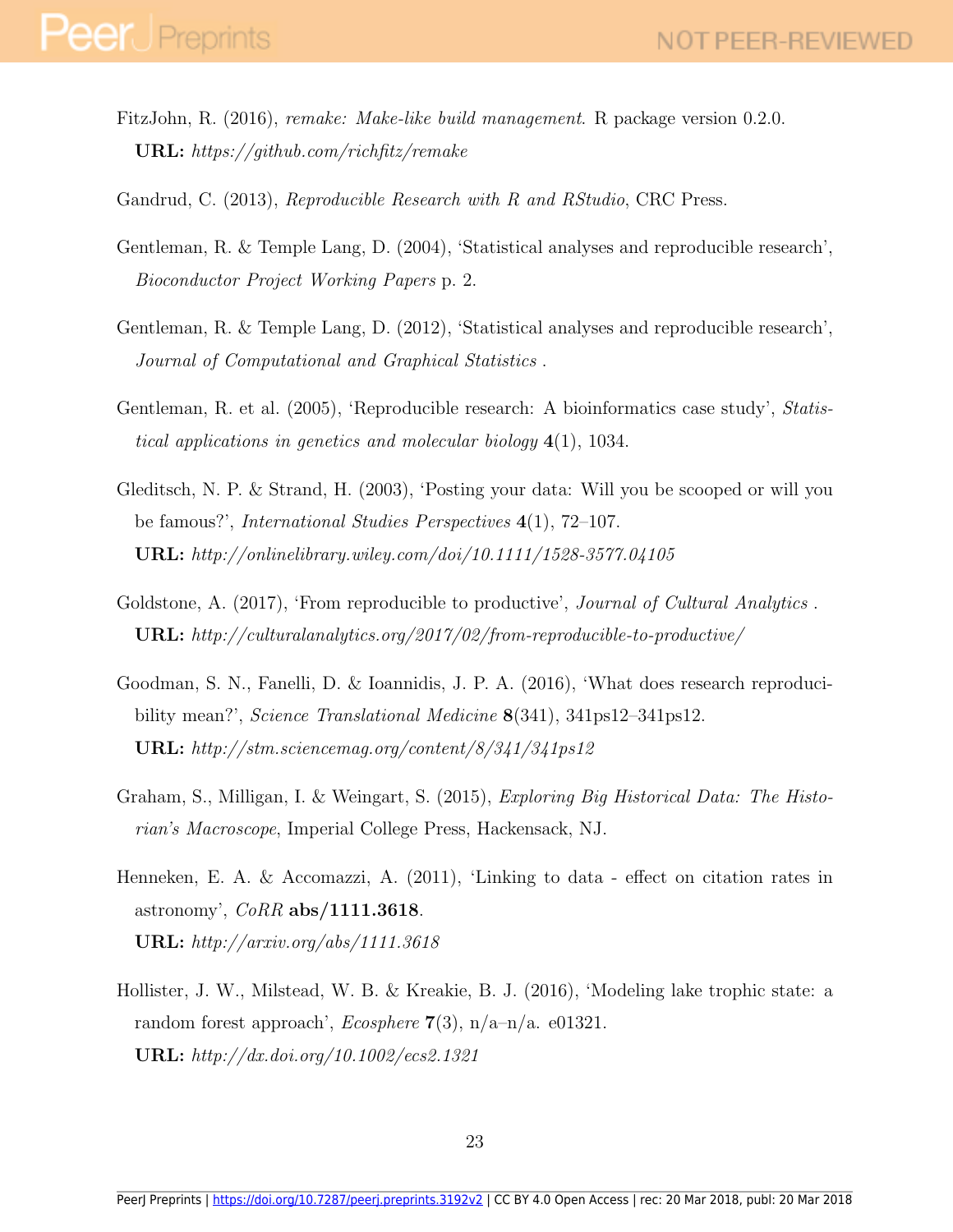FitzJohn, R. (2016), *remake: Make-like build management*. R package version 0.2.0.
**URL:** *https://github.com/richfitz/remake*

Gandrud, C. (2013), *Reproducible Research with R and RStudio*, CRC Press.

Gentleman, R. & Temple Lang, D. (2004), 'Statistical analyses and reproducible research', *Bioconductor Project Working Papers* p. 2.

Gentleman, R. & Temple Lang, D. (2012), 'Statistical analyses and reproducible research', *Journal of Computational and Graphical Statistics* .

Gentleman, R. et al. (2005), 'Reproducible research: A bioinformatics case study', *Statistical applications in genetics and molecular biology* **4**(1), 1034.

Gleditsch, N. P. & Strand, H. (2003), 'Posting your data: Will you be scooped or will you be famous?', *International Studies Perspectives* **4**(1), 72–107.
**URL:** *http://onlinelibrary.wiley.com/doi/10.1111/1528-3577.04105*

Goldstone, A. (2017), 'From reproducible to productive', *Journal of Cultural Analytics* .
**URL:** *http://culturalanalytics.org/2017/02/from-reproducible-to-productive/*

Goodman, S. N., Fanelli, D. & Ioannidis, J. P. A. (2016), 'What does research reproducibility mean?', *Science Translational Medicine* **8**(341), 341ps12–341ps12.
**URL:** *http://stm.sciencemag.org/content/8/341/341ps12*

Graham, S., Milligan, I. & Weingart, S. (2015), *Exploring Big Historical Data: The Historian's Macroscope*, Imperial College Press, Hackensack, NJ.

Henneken, E. A. & Accomazzi, A. (2011), 'Linking to data - effect on citation rates in astronomy', *CoRR* **abs/1111.3618**.
**URL:** *http://arxiv.org/abs/1111.3618*

Hollister, J. W., Milstead, W. B. & Kreakie, B. J. (2016), 'Modeling lake trophic state: a random forest approach', *Ecosphere* **7**(3), n/a–n/a. e01321.
**URL:** *http://dx.doi.org/10.1002/ecs2.1321*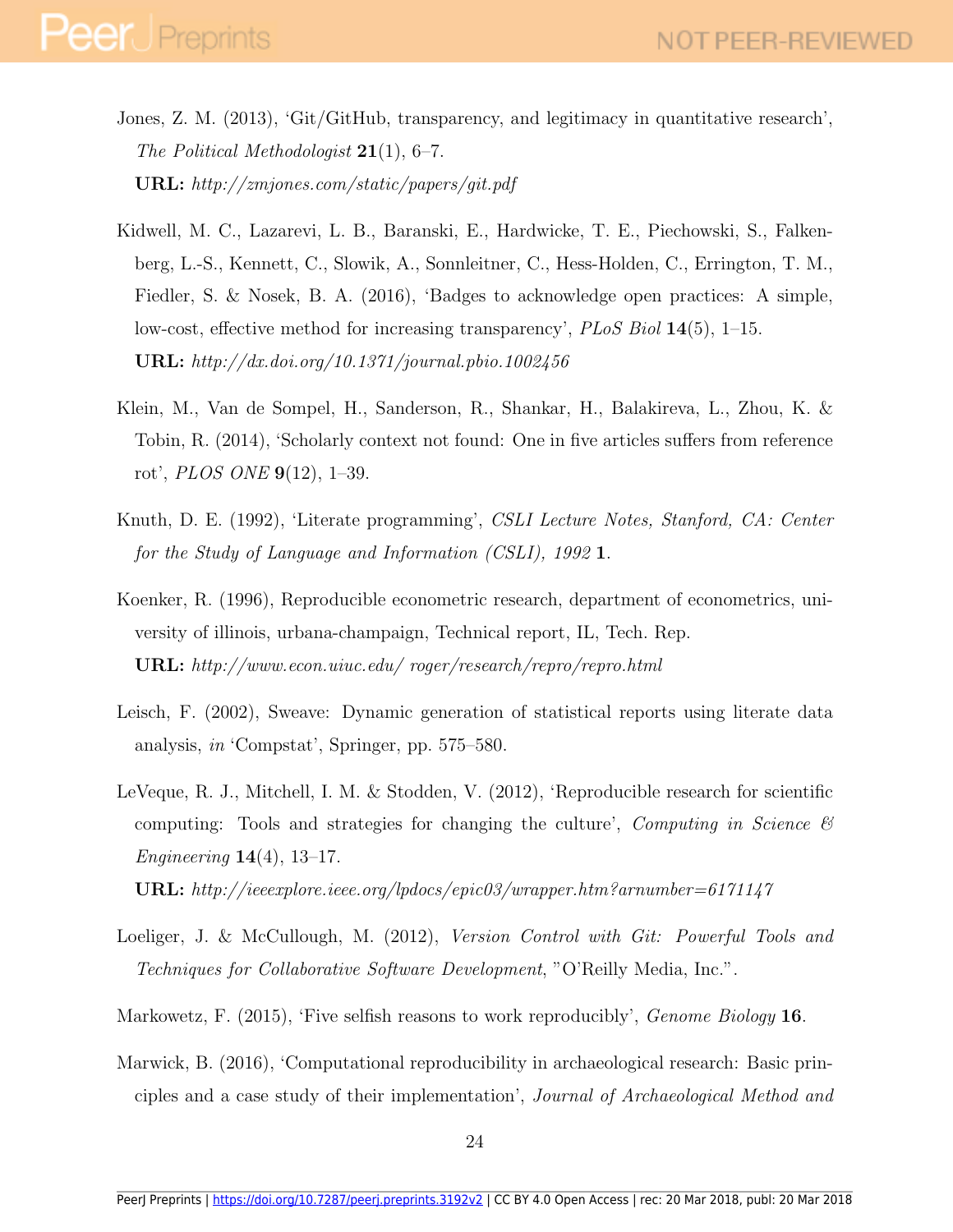Jones, Z. M. (2013), 'Git/GitHub, transparency, and legitimacy in quantitative research', *The Political Methodologist* **21**(1), 6–7.
**URL:** *http://zmjones.com/static/papers/git.pdf*

Kidwell, M. C., Lazarevi, L. B., Baranski, E., Hardwicke, T. E., Piechowski, S., Falkenberg, L.-S., Kennett, C., Slowik, A., Sonnleitner, C., Hess-Holden, C., Errington, T. M., Fiedler, S. & Nosek, B. A. (2016), 'Badges to acknowledge open practices: A simple, low-cost, effective method for increasing transparency', *PLoS Biol* **14**(5), 1–15.
**URL:** *http://dx.doi.org/10.1371/journal.pbio.1002456*

Klein, M., Van de Sompel, H., Sanderson, R., Shankar, H., Balakireva, L., Zhou, K. & Tobin, R. (2014), 'Scholarly context not found: One in five articles suffers from reference rot', *PLOS ONE* **9**(12), 1–39.

Knuth, D. E. (1992), 'Literate programming', *CSLI Lecture Notes, Stanford, CA: Center for the Study of Language and Information (CSLI), 1992* **1**.

Koenker, R. (1996), Reproducible econometric research, department of econometrics, university of illinois, urbana-champaign, Technical report, IL, Tech. Rep.
**URL:** *http://www.econ.uiuc.edu/ roger/research/repro/repro.html*

Leisch, F. (2002), Sweave: Dynamic generation of statistical reports using literate data analysis, *in* 'Compstat', Springer, pp. 575–580.

LeVeque, R. J., Mitchell, I. M. & Stodden, V. (2012), 'Reproducible research for scientific computing: Tools and strategies for changing the culture', *Computing in Science & Engineering* **14**(4), 13–17.
**URL:** *http://ieeexplore.ieee.org/lpdocs/epic03/wrapper.htm?arnumber=6171147*

Loeliger, J. & McCullough, M. (2012), *Version Control with Git: Powerful Tools and Techniques for Collaborative Software Development*, "O'Reilly Media, Inc.".

Markowetz, F. (2015), 'Five selfish reasons to work reproducibly', *Genome Biology* **16**.

Marwick, B. (2016), 'Computational reproducibility in archaeological research: Basic principles and a case study of their implementation', *Journal of Archaeological Method and*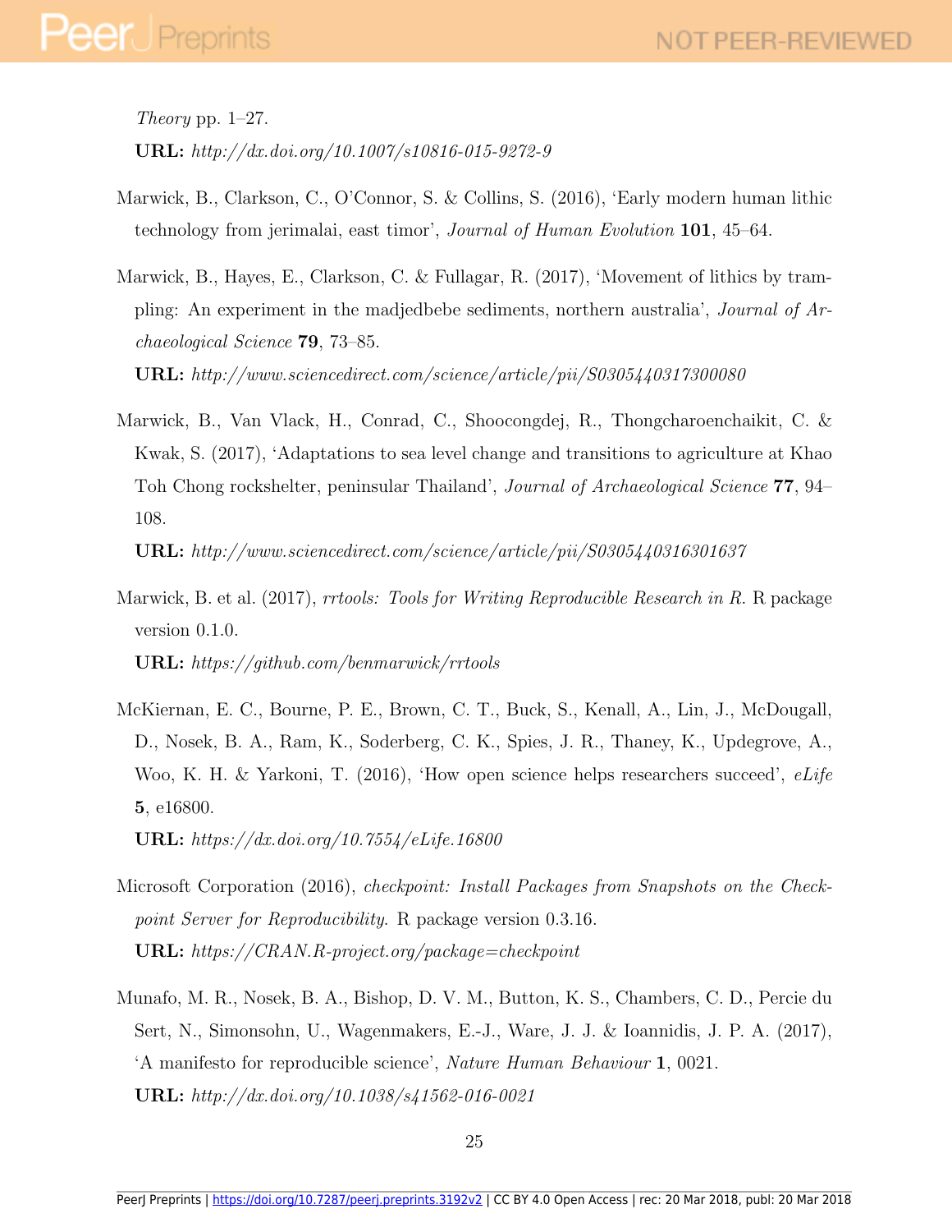*Theory* pp. 1–27.
**URL:** *http://dx.doi.org/10.1007/s10816-015-9272-9*

Marwick, B., Clarkson, C., O'Connor, S. & Collins, S. (2016), 'Early modern human lithic technology from jerimalai, east timor', *Journal of Human Evolution* **101**, 45–64.

Marwick, B., Hayes, E., Clarkson, C. & Fullagar, R. (2017), 'Movement of lithics by trampling: An experiment in the madjedbebe sediments, northern australia', *Journal of Archaeological Science* **79**, 73–85.
**URL:** *http://www.sciencedirect.com/science/article/pii/S0305440317300080*

Marwick, B., Van Vlack, H., Conrad, C., Shoocongdej, R., Thongcharoenchaikit, C. & Kwak, S. (2017), 'Adaptations to sea level change and transitions to agriculture at Khao Toh Chong rockshelter, peninsular Thailand', *Journal of Archaeological Science* **77**, 94–108.
**URL:** *http://www.sciencedirect.com/science/article/pii/S0305440316301637*

Marwick, B. et al. (2017), *rrtools: Tools for Writing Reproducible Research in R*. R package version 0.1.0.
**URL:** *https://github.com/benmarwick/rrtools*

McKiernan, E. C., Bourne, P. E., Brown, C. T., Buck, S., Kenall, A., Lin, J., McDougall, D., Nosek, B. A., Ram, K., Soderberg, C. K., Spies, J. R., Thaney, K., Updegrove, A., Woo, K. H. & Yarkoni, T. (2016), 'How open science helps researchers succeed', *eLife* **5**, e16800.
**URL:** *https://dx.doi.org/10.7554/eLife.16800*

Microsoft Corporation (2016), *checkpoint: Install Packages from Snapshots on the Checkpoint Server for Reproducibility*. R package version 0.3.16.
**URL:** *https://CRAN.R-project.org/package=checkpoint*

Munafo, M. R., Nosek, B. A., Bishop, D. V. M., Button, K. S., Chambers, C. D., Percie du Sert, N., Simonsohn, U., Wagenmakers, E.-J., Ware, J. J. & Ioannidis, J. P. A. (2017), 'A manifesto for reproducible science', *Nature Human Behaviour* **1**, 0021.
**URL:** *http://dx.doi.org/10.1038/s41562-016-0021*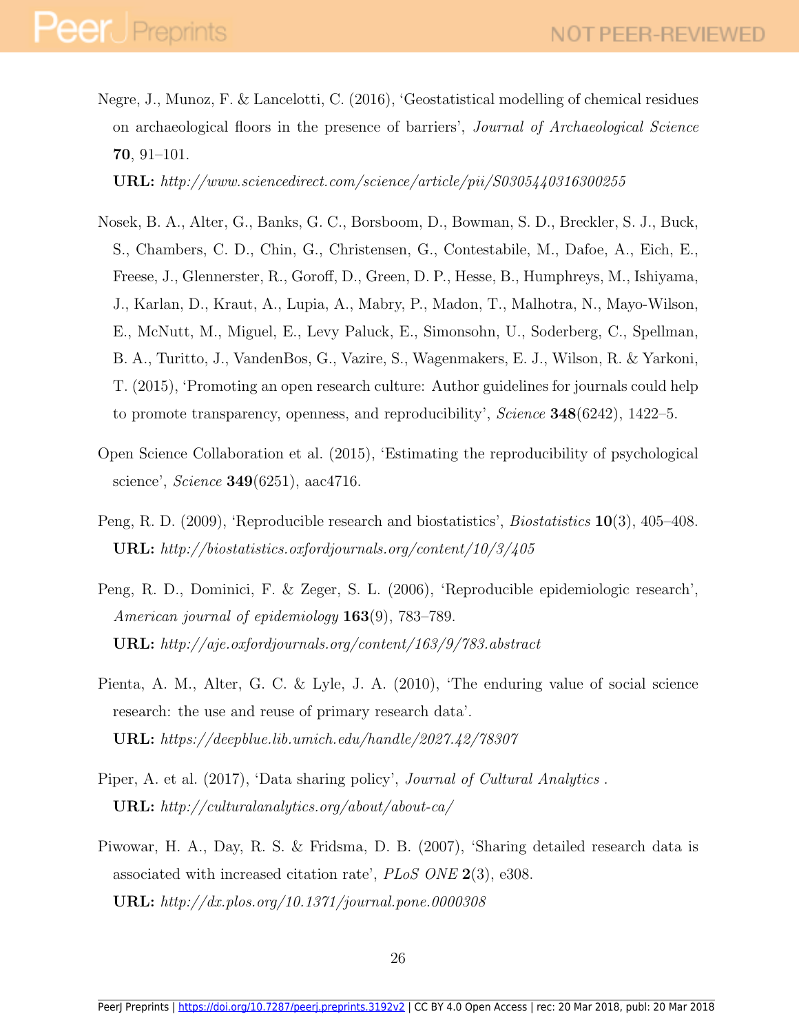Negre, J., Munoz, F. & Lancelotti, C. (2016), 'Geostatistical modelling of chemical residues on archaeological floors in the presence of barriers', *Journal of Archaeological Science* **70**, 91–101.
**URL:** *http://www.sciencedirect.com/science/article/pii/S0305440316300255*

Nosek, B. A., Alter, G., Banks, G. C., Borsboom, D., Bowman, S. D., Breckler, S. J., Buck, S., Chambers, C. D., Chin, G., Christensen, G., Contestabile, M., Dafoe, A., Eich, E., Freese, J., Glennerster, R., Goroff, D., Green, D. P., Hesse, B., Humphreys, M., Ishiyama, J., Karlan, D., Kraut, A., Lupia, A., Mabry, P., Madon, T., Malhotra, N., Mayo-Wilson, E., McNutt, M., Miguel, E., Levy Paluck, E., Simonsohn, U., Soderberg, C., Spellman, B. A., Turitto, J., VandenBos, G., Vazire, S., Wagenmakers, E. J., Wilson, R. & Yarkoni, T. (2015), 'Promoting an open research culture: Author guidelines for journals could help to promote transparency, openness, and reproducibility', *Science* **348**(6242), 1422–5.

Open Science Collaboration et al. (2015), 'Estimating the reproducibility of psychological science', *Science* **349**(6251), aac4716.

Peng, R. D. (2009), 'Reproducible research and biostatistics', *Biostatistics* **10**(3), 405–408.
**URL:** *http://biostatistics.oxfordjournals.org/content/10/3/405*

Peng, R. D., Dominici, F. & Zeger, S. L. (2006), 'Reproducible epidemiologic research', *American journal of epidemiology* **163**(9), 783–789.
**URL:** *http://aje.oxfordjournals.org/content/163/9/783.abstract*

Pienta, A. M., Alter, G. C. & Lyle, J. A. (2010), 'The enduring value of social science research: the use and reuse of primary research data'.
**URL:** *https://deepblue.lib.umich.edu/handle/2027.42/78307*

Piper, A. et al. (2017), 'Data sharing policy', *Journal of Cultural Analytics* .
**URL:** *http://culturalanalytics.org/about/about-ca/*

Piwowar, H. A., Day, R. S. & Fridsma, D. B. (2007), 'Sharing detailed research data is associated with increased citation rate', *PLoS ONE* **2**(3), e308.
**URL:** *http://dx.plos.org/10.1371/journal.pone.0000308*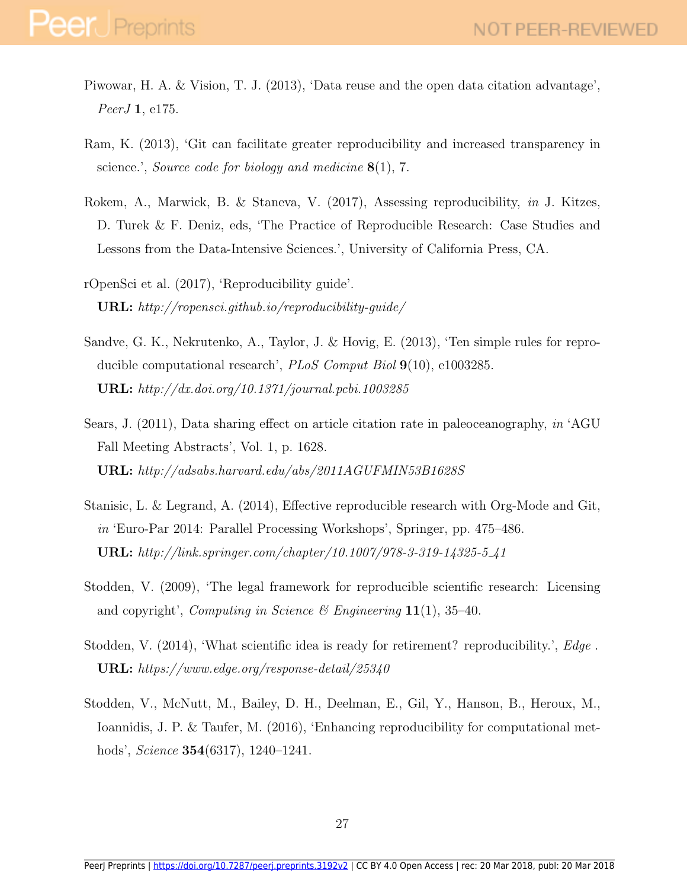Piwowar, H. A. & Vision, T. J. (2013), 'Data reuse and the open data citation advantage', *PeerJ* **1**, e175.

Ram, K. (2013), 'Git can facilitate greater reproducibility and increased transparency in science.', *Source code for biology and medicine* **8**(1), 7.

Rokem, A., Marwick, B. & Staneva, V. (2017), Assessing reproducibility, *in* J. Kitzes, D. Turek & F. Deniz, eds, 'The Practice of Reproducible Research: Case Studies and Lessons from the Data-Intensive Sciences.', University of California Press, CA.

rOpenSci et al. (2017), 'Reproducibility guide'.
**URL:** *http://ropensci.github.io/reproducibility-guide/*

Sandve, G. K., Nekrutenko, A., Taylor, J. & Hovig, E. (2013), 'Ten simple rules for reproducible computational research', *PLoS Comput Biol* **9**(10), e1003285.
**URL:** *http://dx.doi.org/10.1371/journal.pcbi.1003285*

Sears, J. (2011), Data sharing effect on article citation rate in paleoceanography, *in* 'AGU Fall Meeting Abstracts', Vol. 1, p. 1628.
**URL:** *http://adsabs.harvard.edu/abs/2011AGUFMIN53B1628S*

Stanisic, L. & Legrand, A. (2014), Effective reproducible research with Org-Mode and Git, *in* 'Euro-Par 2014: Parallel Processing Workshops', Springer, pp. 475–486.
**URL:** *http://link.springer.com/chapter/10.1007/978-3-319-14325-5_41*

Stodden, V. (2009), 'The legal framework for reproducible scientific research: Licensing and copyright', *Computing in Science & Engineering* **11**(1), 35–40.

Stodden, V. (2014), 'What scientific idea is ready for retirement? reproducibility.', *Edge* .
**URL:** *https://www.edge.org/response-detail/25340*

Stodden, V., McNutt, M., Bailey, D. H., Deelman, E., Gil, Y., Hanson, B., Heroux, M., Ioannidis, J. P. & Taufer, M. (2016), 'Enhancing reproducibility for computational methods', *Science* **354**(6317), 1240–1241.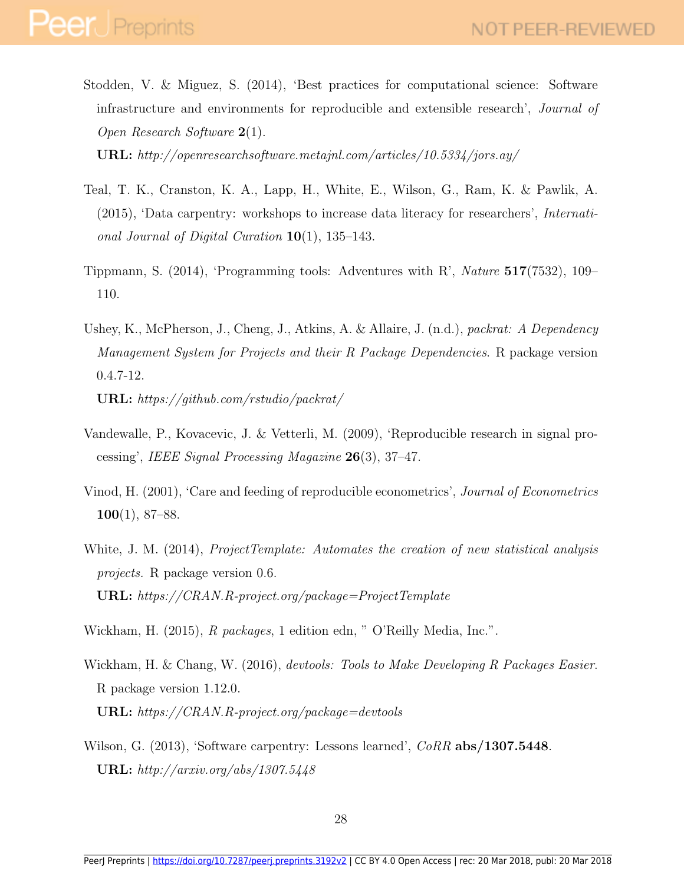Stodden, V. & Miguez, S. (2014), 'Best practices for computational science: Software infrastructure and environments for reproducible and extensible research', *Journal of Open Research Software* **2**(1).
**URL:** *http://openresearchsoftware.metajnl.com/articles/10.5334/jors.ay/*

Teal, T. K., Cranston, K. A., Lapp, H., White, E., Wilson, G., Ram, K. & Pawlik, A. (2015), 'Data carpentry: workshops to increase data literacy for researchers', *International Journal of Digital Curation* **10**(1), 135–143.

Tippmann, S. (2014), 'Programming tools: Adventures with R', *Nature* **517**(7532), 109–110.

Ushey, K., McPherson, J., Cheng, J., Atkins, A. & Allaire, J. (n.d.), *packrat: A Dependency Management System for Projects and their R Package Dependencies*. R package version 0.4.7-12.
**URL:** *https://github.com/rstudio/packrat/*

Vandewalle, P., Kovacevic, J. & Vetterli, M. (2009), 'Reproducible research in signal processing', *IEEE Signal Processing Magazine* **26**(3), 37–47.

Vinod, H. (2001), 'Care and feeding of reproducible econometrics', *Journal of Econometrics* **100**(1), 87–88.

White, J. M. (2014), *ProjectTemplate: Automates the creation of new statistical analysis projects.* R package version 0.6.
**URL:** *https://CRAN.R-project.org/package=ProjectTemplate*

Wickham, H. (2015), *R packages*, 1 edition edn, " O'Reilly Media, Inc.".

Wickham, H. & Chang, W. (2016), *devtools: Tools to Make Developing R Packages Easier*. R package version 1.12.0.
**URL:** *https://CRAN.R-project.org/package=devtools*

Wilson, G. (2013), 'Software carpentry: Lessons learned', *CoRR* **abs/1307.5448**.
**URL:** *http://arxiv.org/abs/1307.5448*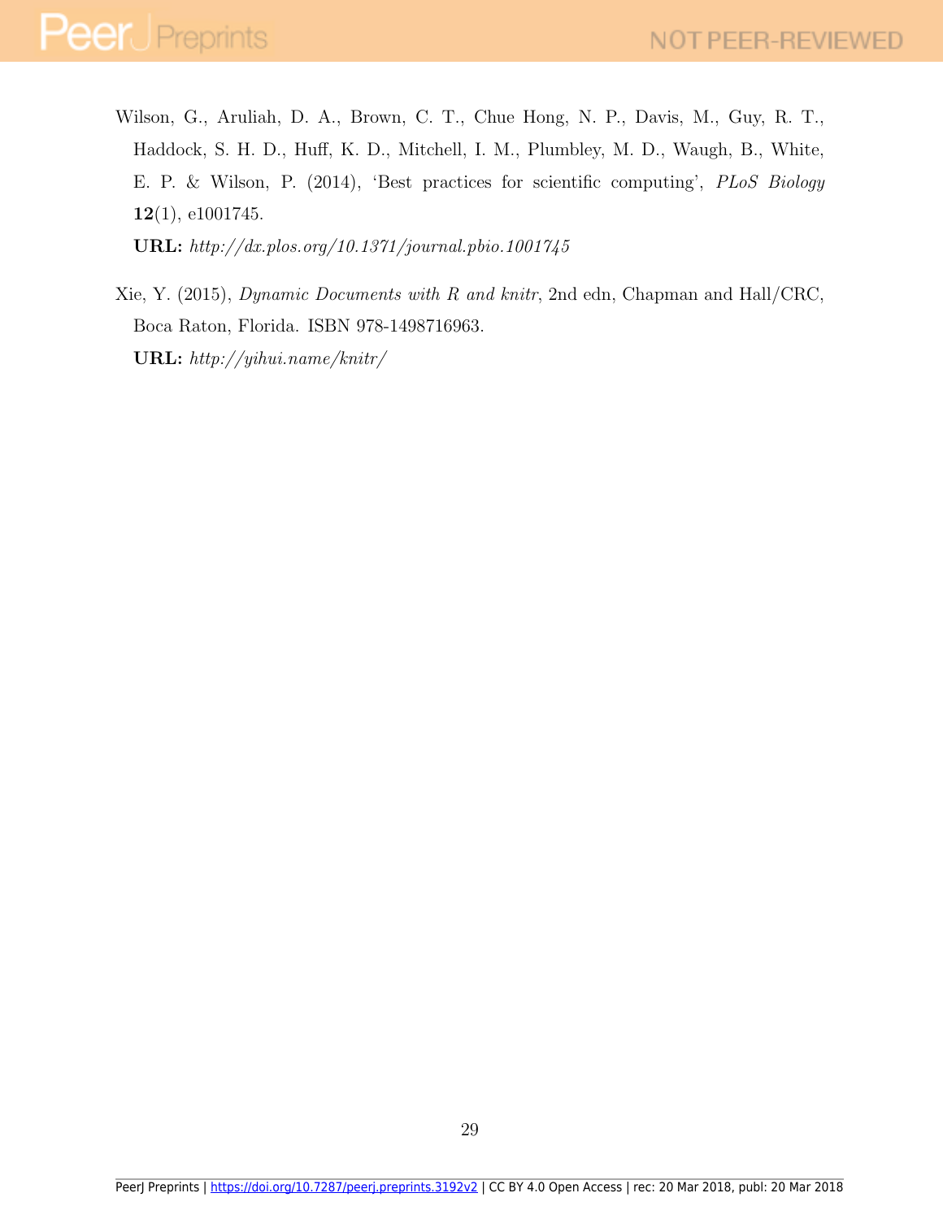Wilson, G., Aruliah, D. A., Brown, C. T., Chue Hong, N. P., Davis, M., Guy, R. T., Haddock, S. H. D., Huff, K. D., Mitchell, I. M., Plumbley, M. D., Waugh, B., White, E. P. & Wilson, P. (2014), 'Best practices for scientific computing', *PLoS Biology* **12**(1), e1001745.
**URL:** *http://dx.plos.org/10.1371/journal.pbio.1001745*

Xie, Y. (2015), *Dynamic Documents with R and knitr*, 2nd edn, Chapman and Hall/CRC, Boca Raton, Florida. ISBN 978-1498716963.
**URL:** *http://yihui.name/knitr/*